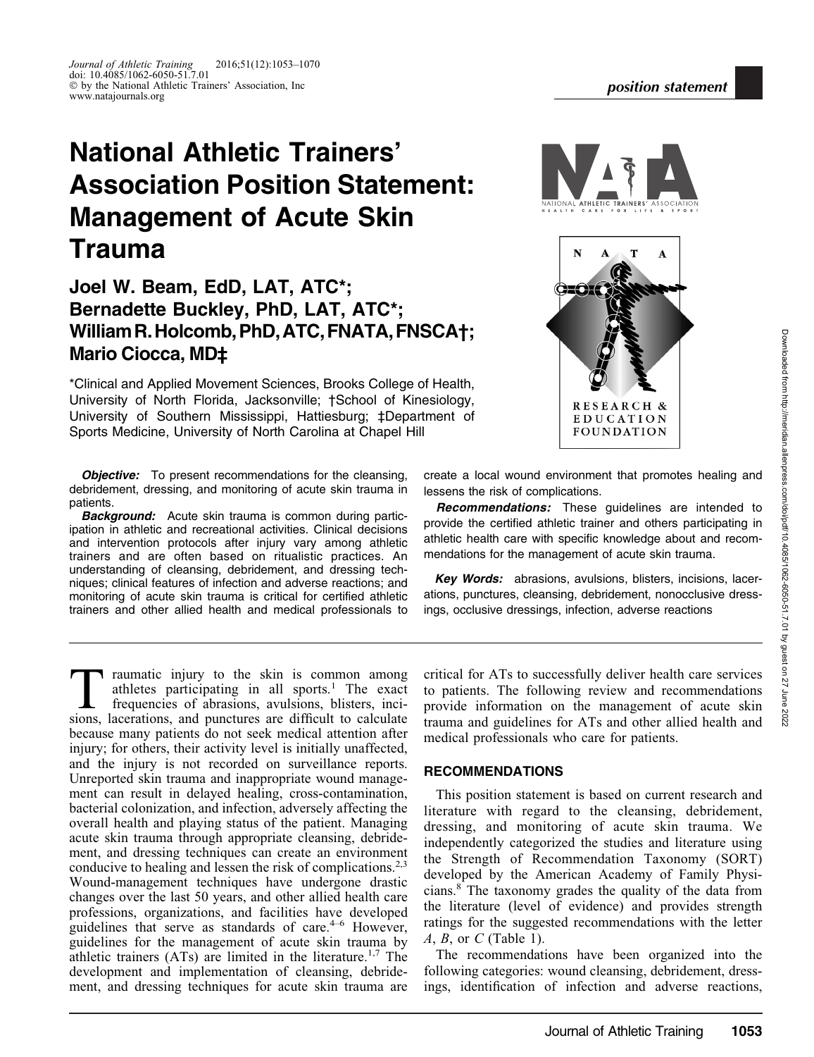*position statement*

# National Athletic Trainers' Association Position Statement: Management of Acute Skin Trauma

## Joel W. Beam, EdD, LAT, ATC*; Bernadette Buckley, PhD, LAT, ATC*; William R. Holcomb, PhD, ATC, FNATA, FNSCA†; Mario Ciocca, MD‡

*Clinical and Applied Movement Sciences, Brooks College of Health, University of North Florida, Jacksonville; †School of Kinesiology, University of Southern Mississippi, Hattiesburg; ‡Department of Sports Medicine, University of North Carolina at Chapel Hill

***Objective:*** To present recommendations for the cleansing, debridement, dressing, and monitoring of acute skin trauma in patients.

***Background:*** Acute skin trauma is common during participation in athletic and recreational activities. Clinical decisions and intervention protocols after injury vary among athletic trainers and are often based on ritualistic practices. An understanding of cleansing, debridement, and dressing techniques; clinical features of infection and adverse reactions; and monitoring of acute skin trauma is critical for certified athletic trainers and other allied health and medical professionals to create a local wound environment that promotes healing and lessens the risk of complications.

***Recommendations:*** These guidelines are intended to provide the certified athletic trainer and others participating in athletic health care with specific knowledge about and recommendations for the management of acute skin trauma.

***Key Words:*** abrasions, avulsions, blisters, incisions, lacerations, punctures, cleansing, debridement, nonocclusive dressings, occlusive dressings, infection, adverse reactions

Traumatic injury to the skin is common among athletes participating in all sports.[1] The exact frequencies of abrasions, avulsions, blisters, incisions, lacerations, and punctures are difficult to calculate because many patients do not seek medical attention after injury; for others, their activity level is initially unaffected, and the injury is not recorded on surveillance reports. Unreported skin trauma and inappropriate wound management can result in delayed healing, cross-contamination, bacterial colonization, and infection, adversely affecting the overall health and playing status of the patient. Managing acute skin trauma through appropriate cleansing, debridement, and dressing techniques can create an environment conducive to healing and lessen the risk of complications.[2,3] Wound-management techniques have undergone drastic changes over the last 50 years, and other allied health care professions, organizations, and facilities have developed guidelines that serve as standards of care.[4–6] However, guidelines for the management of acute skin trauma by athletic trainers (ATs) are limited in the literature.[1,7] The development and implementation of cleansing, debridement, and dressing techniques for acute skin trauma are critical for ATs to successfully deliver health care services to patients. The following review and recommendations provide information on the management of acute skin trauma and guidelines for ATs and other allied health and medical professionals who care for patients.

## RECOMMENDATIONS

This position statement is based on current research and literature with regard to the cleansing, debridement, dressing, and monitoring of acute skin trauma. We independently categorized the studies and literature using the Strength of Recommendation Taxonomy (SORT) developed by the American Academy of Family Physicians.[8] The taxonomy grades the quality of the data from the literature (level of evidence) and provides strength ratings for the suggested recommendations with the letter *A*, *B*, or *C* (Table 1).

The recommendations have been organized into the following categories: wound cleansing, debridement, dressings, identification of infection and adverse reactions,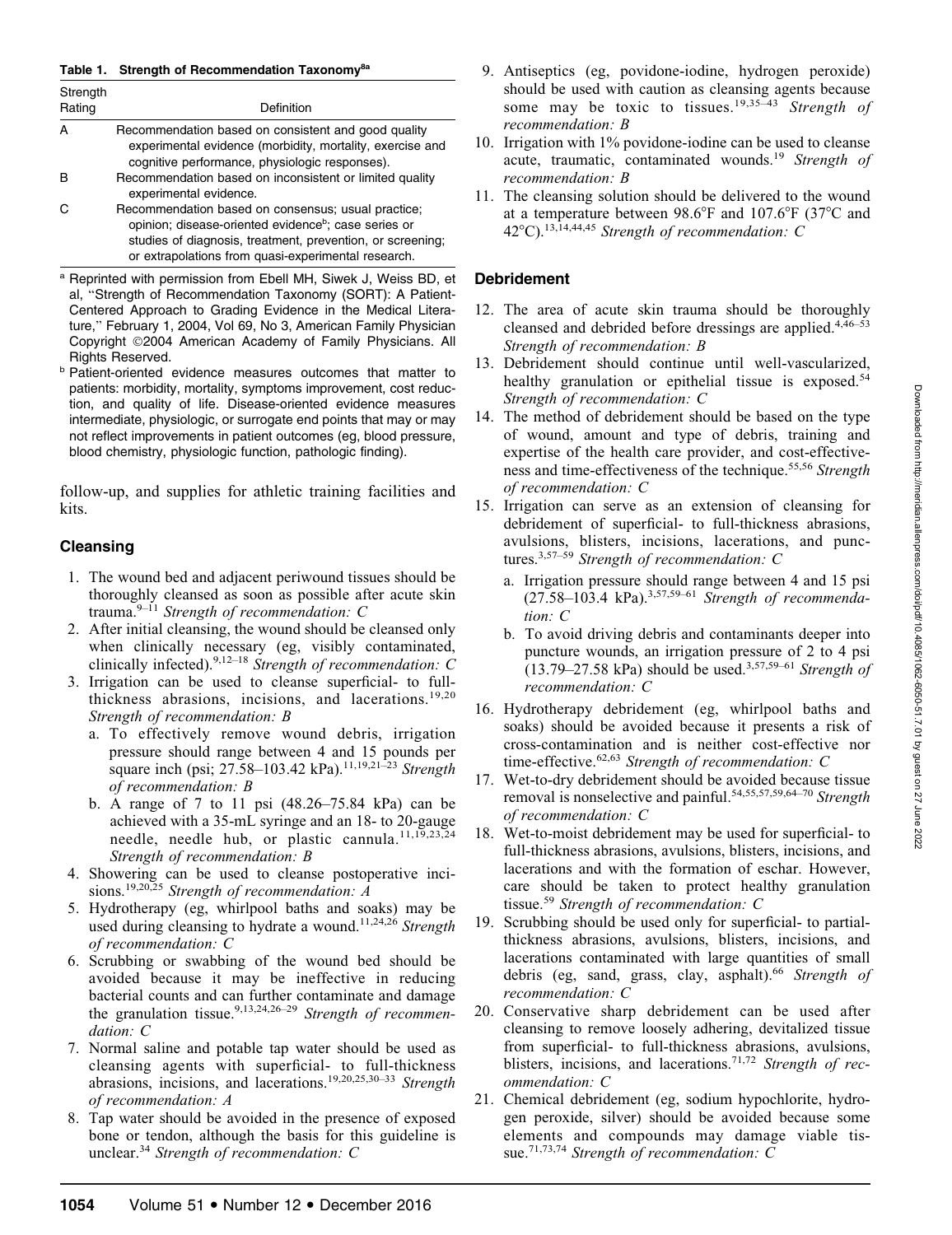**Table 1. Strength of Recommendation Taxonomy[8a]**

| Strength Rating | Definition |
| --- | --- |
| A | Recommendation based on consistent and good quality experimental evidence (morbidity, mortality, exercise and cognitive performance, physiologic responses). |
| B | Recommendation based on inconsistent or limited quality experimental evidence. |
| C | Recommendation based on consensus; usual practice; opinion; disease-oriented evidence[b]; case series or studies of diagnosis, treatment, prevention, or screening; or extrapolations from quasi-experimental research. |

[a] Reprinted with permission from Ebell MH, Siwek J, Weiss BD, et al, "Strength of Recommendation Taxonomy (SORT): A Patient-Centered Approach to Grading Evidence in the Medical Literature," February 1, 2004, Vol 69, No 3, American Family Physician Copyright ©2004 American Academy of Family Physicians. All Rights Reserved.

[b] Patient-oriented evidence measures outcomes that matter to patients: morbidity, mortality, symptoms improvement, cost reduction, and quality of life. Disease-oriented evidence measures intermediate, physiologic, or surrogate end points that may or may not reflect improvements in patient outcomes (eg, blood pressure, blood chemistry, physiologic function, pathologic finding).

follow-up, and supplies for athletic training facilities and kits.

## Cleansing

1. The wound bed and adjacent periwound tissues should be thoroughly cleansed as soon as possible after acute skin trauma.[9–11] *Strength of recommendation: C*
2. After initial cleansing, the wound should be cleansed only when clinically necessary (eg, visibly contaminated, clinically infected).[9,12–18] *Strength of recommendation: C*
3. Irrigation can be used to cleanse superficial- to full-thickness abrasions, incisions, and lacerations.[19,20] *Strength of recommendation: B*
   a. To effectively remove wound debris, irrigation pressure should range between 4 and 15 pounds per square inch (psi; 27.58–103.42 kPa).[11,19,21–23] *Strength of recommendation: B*
   b. A range of 7 to 11 psi (48.26–75.84 kPa) can be achieved with a 35-mL syringe and an 18- to 20-gauge needle, needle hub, or plastic cannula.[11,19,23,24] *Strength of recommendation: B*
4. Showering can be used to cleanse postoperative incisions.[19,20,25] *Strength of recommendation: A*
5. Hydrotherapy (eg, whirlpool baths and soaks) may be used during cleansing to hydrate a wound.[11,24,26] *Strength of recommendation: C*
6. Scrubbing or swabbing of the wound bed should be avoided because it may be ineffective in reducing bacterial counts and can further contaminate and damage the granulation tissue.[9,13,24,26–29] *Strength of recommendation: C*
7. Normal saline and potable tap water should be used as cleansing agents with superficial- to full-thickness abrasions, incisions, and lacerations.[19,20,25,30–33] *Strength of recommendation: A*
8. Tap water should be avoided in the presence of exposed bone or tendon, although the basis for this guideline is unclear.[34] *Strength of recommendation: C*
9. Antiseptics (eg, povidone-iodine, hydrogen peroxide) should be used with caution as cleansing agents because some may be toxic to tissues.[19,35–43] *Strength of recommendation: B*
10. Irrigation with 1% povidone-iodine can be used to cleanse acute, traumatic, contaminated wounds.[19] *Strength of recommendation: B*
11. The cleansing solution should be delivered to the wound at a temperature between 98.6°F and 107.6°F (37°C and 42°C).[13,14,44,45] *Strength of recommendation: C*

## Debridement

12. The area of acute skin trauma should be thoroughly cleansed and debrided before dressings are applied.[4,46–53] *Strength of recommendation: B*
13. Debridement should continue until well-vascularized, healthy granulation or epithelial tissue is exposed.[54] *Strength of recommendation: C*
14. The method of debridement should be based on the type of wound, amount and type of debris, training and expertise of the health care provider, and cost-effectiveness and time-effectiveness of the technique.[55,56] *Strength of recommendation: C*
15. Irrigation can serve as an extension of cleansing for debridement of superficial- to full-thickness abrasions, avulsions, blisters, incisions, lacerations, and punctures.[3,57–59] *Strength of recommendation: C*
    a. Irrigation pressure should range between 4 and 15 psi (27.58–103.4 kPa).[3,57,59–61] *Strength of recommendation: C*
    b. To avoid driving debris and contaminants deeper into puncture wounds, an irrigation pressure of 2 to 4 psi (13.79–27.58 kPa) should be used.[3,57,59–61] *Strength of recommendation: C*
16. Hydrotherapy debridement (eg, whirlpool baths and soaks) should be avoided because it presents a risk of cross-contamination and is neither cost-effective nor time-effective.[62,63] *Strength of recommendation: C*
17. Wet-to-dry debridement should be avoided because tissue removal is nonselective and painful.[54,55,57,59,64–70] *Strength of recommendation: C*
18. Wet-to-moist debridement may be used for superficial- to full-thickness abrasions, avulsions, blisters, incisions, and lacerations and with the formation of eschar. However, care should be taken to protect healthy granulation tissue.[59] *Strength of recommendation: C*
19. Scrubbing should be used only for superficial- to partial-thickness abrasions, avulsions, blisters, incisions, and lacerations contaminated with large quantities of small debris (eg, sand, grass, clay, asphalt).[66] *Strength of recommendation: C*
20. Conservative sharp debridement can be used after cleansing to remove loosely adhering, devitalized tissue from superficial- to full-thickness abrasions, avulsions, blisters, incisions, and lacerations.[71,72] *Strength of recommendation: C*
21. Chemical debridement (eg, sodium hypochlorite, hydrogen peroxide, silver) should be avoided because some elements and compounds may damage viable tissue.[71,73,74] *Strength of recommendation: C*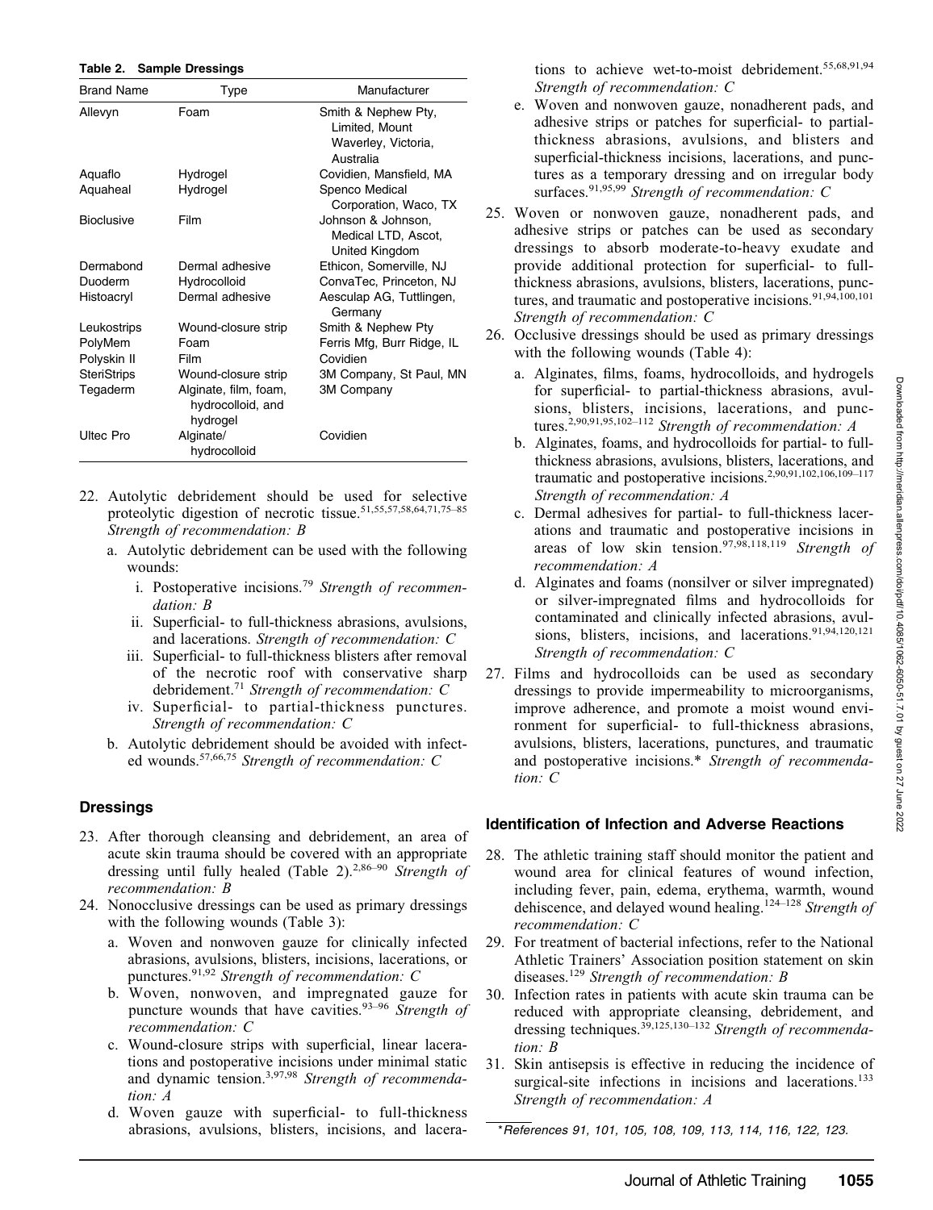**Table 2. Sample Dressings**

| Brand Name | Type | Manufacturer |
|---|---|---|
| Allevyn | Foam | Smith & Nephew Pty, Limited, Mount Waverley, Victoria, Australia |
| Aquaflo | Hydrogel | Covidien, Mansfield, MA |
| Aquaheal | Hydrogel | Spenco Medical Corporation, Waco, TX |
| Bioclusive | Film | Johnson & Johnson, Medical LTD, Ascot, United Kingdom |
| Dermabond | Dermal adhesive | Ethicon, Somerville, NJ |
| Duoderm | Hydrocolloid | ConvaTec, Princeton, NJ |
| Histoacryl | Dermal adhesive | Aesculap AG, Tuttlingen, Germany |
| Leukostrips | Wound-closure strip | Smith & Nephew Pty |
| PolyMem | Foam | Ferris Mfg, Burr Ridge, IL |
| Polyskin II | Film | Covidien |
| SteriStrips | Wound-closure strip | 3M Company, St Paul, MN |
| Tegaderm | Alginate, film, foam, hydrocolloid, and hydrogel | 3M Company |
| Ultec Pro | Alginate/ hydrocolloid | Covidien |

22. Autolytic debridement should be used for selective proteolytic digestion of necrotic tissue.[51,55,57,58,64,71,75–85] *Strength of recommendation: B*
    a. Autolytic debridement can be used with the following wounds:
       i. Postoperative incisions.[79] *Strength of recommendation: B*
       ii. Superficial- to full-thickness abrasions, avulsions, and lacerations. *Strength of recommendation: C*
       iii. Superficial- to full-thickness blisters after removal of the necrotic roof with conservative sharp debridement.[71] *Strength of recommendation: C*
       iv. Superficial- to partial-thickness punctures. *Strength of recommendation: C*
    b. Autolytic debridement should be avoided with infected wounds.[57,66,75] *Strength of recommendation: C*

## Dressings

23. After thorough cleansing and debridement, an area of acute skin trauma should be covered with an appropriate dressing until fully healed (Table 2).[2,86–90] *Strength of recommendation: B*
24. Nonocclusive dressings can be used as primary dressings with the following wounds (Table 3):
    a. Woven and nonwoven gauze for clinically infected abrasions, avulsions, blisters, incisions, lacerations, or punctures.[91,92] *Strength of recommendation: C*
    b. Woven, nonwoven, and impregnated gauze for puncture wounds that have cavities.[93–96] *Strength of recommendation: C*
    c. Wound-closure strips with superficial, linear lacerations and postoperative incisions under minimal static and dynamic tension.[3,97,98] *Strength of recommendation: A*
    d. Woven gauze with superficial- to full-thickness abrasions, avulsions, blisters, incisions, and lacerations to achieve wet-to-moist debridement.[55,68,91,94] *Strength of recommendation: C*
    e. Woven and nonwoven gauze, nonadherent pads, and adhesive strips or patches for superficial- to partial-thickness abrasions, avulsions, and blisters and superficial-thickness incisions, lacerations, and punctures as a temporary dressing and on irregular body surfaces.[91,95,99] *Strength of recommendation: C*
25. Woven or nonwoven gauze, nonadherent pads, and adhesive strips or patches can be used as secondary dressings to absorb moderate-to-heavy exudate and provide additional protection for superficial- to full-thickness abrasions, avulsions, blisters, lacerations, punctures, and traumatic and postoperative incisions.[91,94,100,101] *Strength of recommendation: C*
26. Occlusive dressings should be used as primary dressings with the following wounds (Table 4):
    a. Alginates, films, foams, hydrocolloids, and hydrogels for superficial- to partial-thickness abrasions, avulsions, blisters, incisions, lacerations, and punctures.[2,90,91,95,102–112] *Strength of recommendation: A*
    b. Alginates, foams, and hydrocolloids for partial- to full-thickness abrasions, avulsions, blisters, lacerations, and traumatic and postoperative incisions.[2,90,91,102,106,109–117] *Strength of recommendation: A*
    c. Dermal adhesives for partial- to full-thickness lacerations and traumatic and postoperative incisions in areas of low skin tension.[97,98,118,119] *Strength of recommendation: A*
    d. Alginates and foams (nonsilver or silver impregnated) or silver-impregnated films and hydrocolloids for contaminated and clinically infected abrasions, avulsions, blisters, incisions, and lacerations.[91,94,120,121] *Strength of recommendation: C*
27. Films and hydrocolloids can be used as secondary dressings to provide impermeability to microorganisms, improve adherence, and promote a moist wound environment for superficial- to full-thickness abrasions, avulsions, blisters, lacerations, punctures, and traumatic and postoperative incisions.* *Strength of recommendation: C*

## Identification of Infection and Adverse Reactions

28. The athletic training staff should monitor the patient and wound area for clinical features of wound infection, including fever, pain, edema, erythema, warmth, wound dehiscence, and delayed wound healing.[124–128] *Strength of recommendation: C*
29. For treatment of bacterial infections, refer to the National Athletic Trainers' Association position statement on skin diseases.[129] *Strength of recommendation: B*
30. Infection rates in patients with acute skin trauma can be reduced with appropriate cleansing, debridement, and dressing techniques.[39,125,130–132] *Strength of recommendation: B*
31. Skin antisepsis is effective in reducing the incidence of surgical-site infections in incisions and lacerations.[133] *Strength of recommendation: A*

*References 91, 101, 105, 108, 109, 113, 114, 116, 122, 123.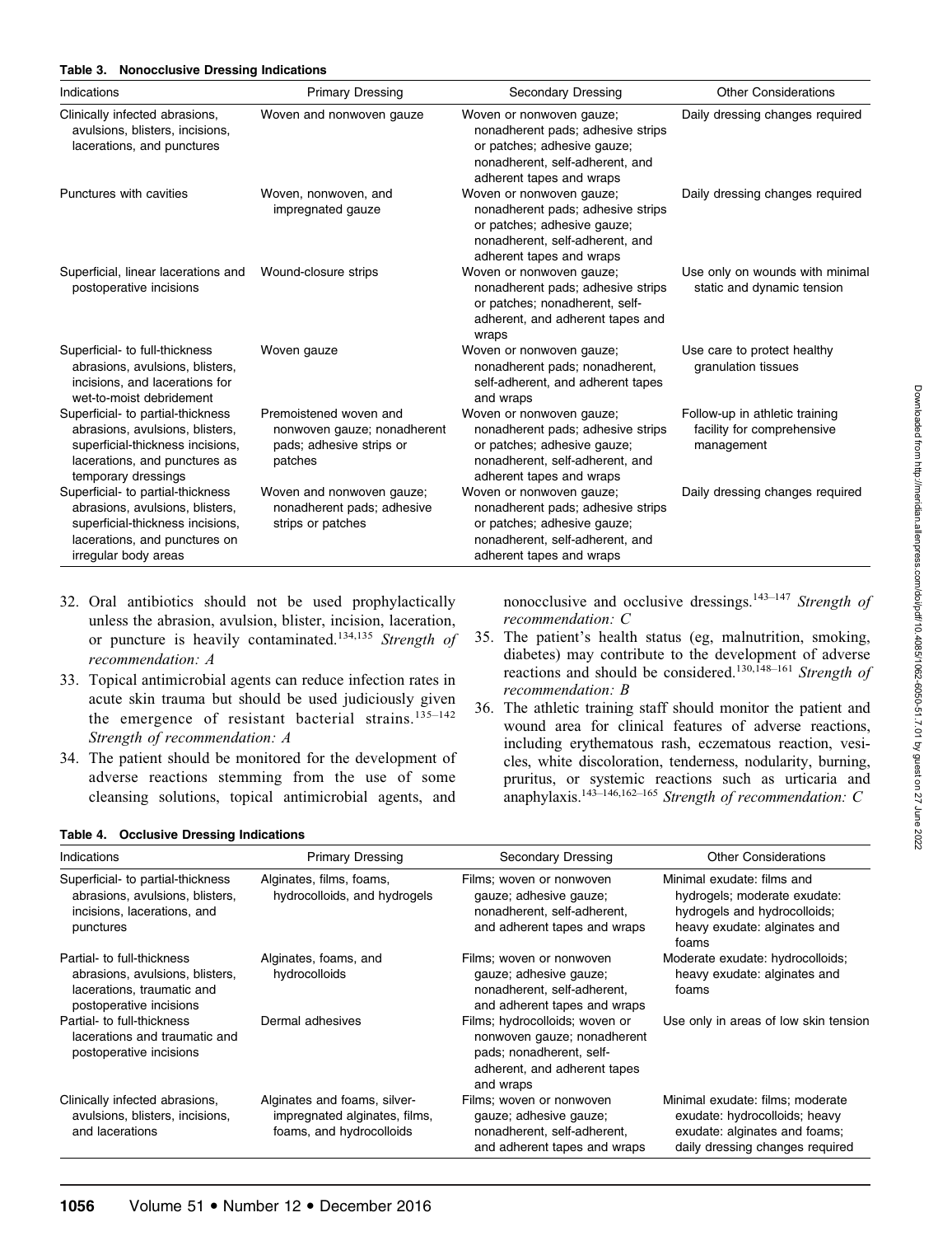**Table 3. Nonocclusive Dressing Indications**

| Indications | Primary Dressing | Secondary Dressing | Other Considerations |
|---|---|---|---|
| Clinically infected abrasions, avulsions, blisters, incisions, lacerations, and punctures | Woven and nonwoven gauze | Woven or nonwoven gauze; nonadherent pads; adhesive strips or patches; adhesive gauze; nonadherent, self-adherent, and adherent tapes and wraps | Daily dressing changes required |
| Punctures with cavities | Woven, nonwoven, and impregnated gauze | Woven or nonwoven gauze; nonadherent pads; adhesive strips or patches; adhesive gauze; nonadherent, self-adherent, and adherent tapes and wraps | Daily dressing changes required |
| Superficial, linear lacerations and postoperative incisions | Wound-closure strips | Woven or nonwoven gauze; nonadherent pads; adhesive strips or patches; nonadherent, self-adherent, and adherent tapes and wraps | Use only on wounds with minimal static and dynamic tension |
| Superficial- to full-thickness abrasions, avulsions, blisters, incisions, and lacerations for wet-to-moist debridement | Woven gauze | Woven or nonwoven gauze; nonadherent pads; nonadherent, self-adherent, and adherent tapes and wraps | Use care to protect healthy granulation tissues |
| Superficial- to partial-thickness abrasions, avulsions, blisters, superficial-thickness incisions, lacerations, and punctures as temporary dressings | Premoistened woven and nonwoven gauze; nonadherent pads; adhesive strips or patches | Woven or nonwoven gauze; nonadherent pads; adhesive strips or patches; adhesive gauze; nonadherent, self-adherent, and adherent tapes and wraps | Follow-up in athletic training facility for comprehensive management |
| Superficial- to partial-thickness abrasions, avulsions, blisters, superficial-thickness incisions, lacerations, and punctures on irregular body areas | Woven and nonwoven gauze; nonadherent pads; adhesive strips or patches | Woven or nonwoven gauze; nonadherent pads; adhesive strips or patches; adhesive gauze; nonadherent, self-adherent, and adherent tapes and wraps | Daily dressing changes required |

32. Oral antibiotics should not be used prophylactically unless the abrasion, avulsion, blister, incision, laceration, or puncture is heavily contaminated.[134,135] *Strength of recommendation: A*
33. Topical antimicrobial agents can reduce infection rates in acute skin trauma but should be used judiciously given the emergence of resistant bacterial strains.[135–142] *Strength of recommendation: A*
34. The patient should be monitored for the development of adverse reactions stemming from the use of some cleansing solutions, topical antimicrobial agents, and nonocclusive and occlusive dressings.[143–147] *Strength of recommendation: C*
35. The patient's health status (eg, malnutrition, smoking, diabetes) may contribute to the development of adverse reactions and should be considered.[130,148–161] *Strength of recommendation: B*
36. The athletic training staff should monitor the patient and wound area for clinical features of adverse reactions, including erythematous rash, eczematous reaction, vesicles, white discoloration, tenderness, nodularity, burning, pruritus, or systemic reactions such as urticaria and anaphylaxis.[143–146,162–165] *Strength of recommendation: C*

**Table 4. Occlusive Dressing Indications**

| Indications | Primary Dressing | Secondary Dressing | Other Considerations |
|---|---|---|---|
| Superficial- to partial-thickness abrasions, avulsions, blisters, incisions, lacerations, and punctures | Alginates, films, foams, hydrocolloids, and hydrogels | Films; woven or nonwoven gauze; adhesive gauze; nonadherent, self-adherent, and adherent tapes and wraps | Minimal exudate: films and hydrogels; moderate exudate: hydrogels and hydrocolloids; heavy exudate: alginates and foams |
| Partial- to full-thickness abrasions, avulsions, blisters, lacerations, traumatic and postoperative incisions | Alginates, foams, and hydrocolloids | Films; woven or nonwoven gauze; adhesive gauze; nonadherent, self-adherent, and adherent tapes and wraps | Moderate exudate: hydrocolloids; heavy exudate: alginates and foams |
| Partial- to full-thickness lacerations and traumatic and postoperative incisions | Dermal adhesives | Films; hydrocolloids; woven or nonwoven gauze; nonadherent pads; nonadherent, self-adherent, and adherent tapes and wraps | Use only in areas of low skin tension |
| Clinically infected abrasions, avulsions, blisters, incisions, and lacerations | Alginates and foams, silver-impregnated alginates, films, foams, and hydrocolloids | Films; woven or nonwoven gauze; adhesive gauze; nonadherent, self-adherent, and adherent tapes and wraps | Minimal exudate: films; moderate exudate: hydrocolloids; heavy exudate: alginates and foams; daily dressing changes required |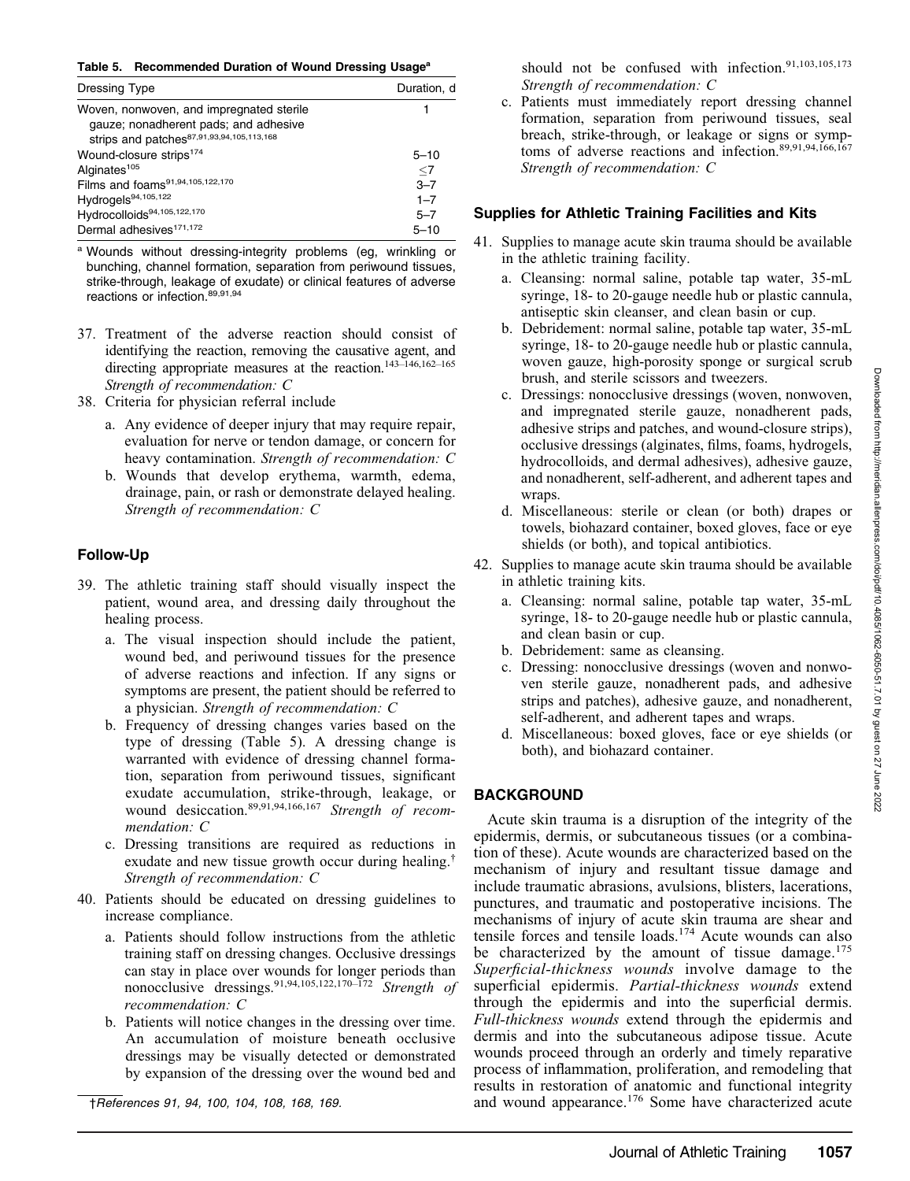**Table 5. Recommended Duration of Wound Dressing Usage[a]**

| Dressing Type | Duration, d |
|---|---|
| Woven, nonwoven, and impregnated sterile gauze; nonadherent pads; and adhesive strips and patches[87,91,93,94,105,113,168] | 1 |
| Wound-closure strips[174] | 5–10 |
| Alginates[105] | ≤7 |
| Films and foams[91,94,105,122,170] | 3–7 |
| Hydrogels[94,105,122] | 1–7 |
| Hydrocolloids[94,105,122,170] | 5–7 |
| Dermal adhesives[171,172] | 5–10 |

[a] Wounds without dressing-integrity problems (eg, wrinkling or bunching, channel formation, separation from periwound tissues, strike-through, leakage of exudate) or clinical features of adverse reactions or infection.[89,91,94]

37. Treatment of the adverse reaction should consist of identifying the reaction, removing the causative agent, and directing appropriate measures at the reaction.[143–146,162–165] *Strength of recommendation: C*
38. Criteria for physician referral include
    a. Any evidence of deeper injury that may require repair, evaluation for nerve or tendon damage, or concern for heavy contamination. *Strength of recommendation: C*
    b. Wounds that develop erythema, warmth, edema, drainage, pain, or rash or demonstrate delayed healing. *Strength of recommendation: C*

## Follow-Up

39. The athletic training staff should visually inspect the patient, wound area, and dressing daily throughout the healing process.
    a. The visual inspection should include the patient, wound bed, and periwound tissues for the presence of adverse reactions and infection. If any signs or symptoms are present, the patient should be referred to a physician. *Strength of recommendation: C*
    b. Frequency of dressing changes varies based on the type of dressing (Table 5). A dressing change is warranted with evidence of dressing channel formation, separation from periwound tissues, significant exudate accumulation, strike-through, leakage, or wound desiccation.[89,91,94,166,167] *Strength of recommendation: C*
    c. Dressing transitions are required as reductions in exudate and new tissue growth occur during healing.† *Strength of recommendation: C*
40. Patients should be educated on dressing guidelines to increase compliance.
    a. Patients should follow instructions from the athletic training staff on dressing changes. Occlusive dressings can stay in place over wounds for longer periods than nonocclusive dressings.[91,94,105,122,170–172] *Strength of recommendation: C*
    b. Patients will notice changes in the dressing over time. An accumulation of moisture beneath occlusive dressings may be visually detected or demonstrated by expansion of the dressing over the wound bed and should not be confused with infection.[91,103,105,173] *Strength of recommendation: C*
    c. Patients must immediately report dressing channel formation, separation from periwound tissues, seal breach, strike-through, or leakage or signs or symptoms of adverse reactions and infection.[89,91,94,166,167] *Strength of recommendation: C*

†References 91, 94, 100, 104, 108, 168, 169.

## Supplies for Athletic Training Facilities and Kits

41. Supplies to manage acute skin trauma should be available in the athletic training facility.
    a. Cleansing: normal saline, potable tap water, 35-mL syringe, 18- to 20-gauge needle hub or plastic cannula, antiseptic skin cleanser, and clean basin or cup.
    b. Debridement: normal saline, potable tap water, 35-mL syringe, 18- to 20-gauge needle hub or plastic cannula, woven gauze, high-porosity sponge or surgical scrub brush, and sterile scissors and tweezers.
    c. Dressings: nonocclusive dressings (woven, nonwoven, and impregnated sterile gauze, nonadherent pads, adhesive strips and patches, and wound-closure strips), occlusive dressings (alginates, films, foams, hydrogels, hydrocolloids, and dermal adhesives), adhesive gauze, and nonadherent, self-adherent, and adherent tapes and wraps.
    d. Miscellaneous: sterile or clean (or both) drapes or towels, biohazard container, boxed gloves, face or eye shields (or both), and topical antibiotics.
42. Supplies to manage acute skin trauma should be available in athletic training kits.
    a. Cleansing: normal saline, potable tap water, 35-mL syringe, 18- to 20-gauge needle hub or plastic cannula, and clean basin or cup.
    b. Debridement: same as cleansing.
    c. Dressing: nonocclusive dressings (woven and nonwoven sterile gauze, nonadherent pads, and adhesive strips and patches), adhesive gauze, and nonadherent, self-adherent, and adherent tapes and wraps.
    d. Miscellaneous: boxed gloves, face or eye shields (or both), and biohazard container.

## BACKGROUND

Acute skin trauma is a disruption of the integrity of the epidermis, dermis, or subcutaneous tissues (or a combination of these). Acute wounds are characterized based on the mechanism of injury and resultant tissue damage and include traumatic abrasions, avulsions, blisters, lacerations, punctures, and traumatic and postoperative incisions. The mechanisms of injury of acute skin trauma are shear and tensile forces and tensile loads.[174] Acute wounds can also be characterized by the amount of tissue damage.[175] *Superficial-thickness wounds* involve damage to the superficial epidermis. *Partial-thickness wounds* extend through the epidermis and into the superficial dermis. *Full-thickness wounds* extend through the epidermis and dermis and into the subcutaneous adipose tissue. Acute wounds proceed through an orderly and timely reparative process of inflammation, proliferation, and remodeling that results in restoration of anatomic and functional integrity and wound appearance.[176] Some have characterized acute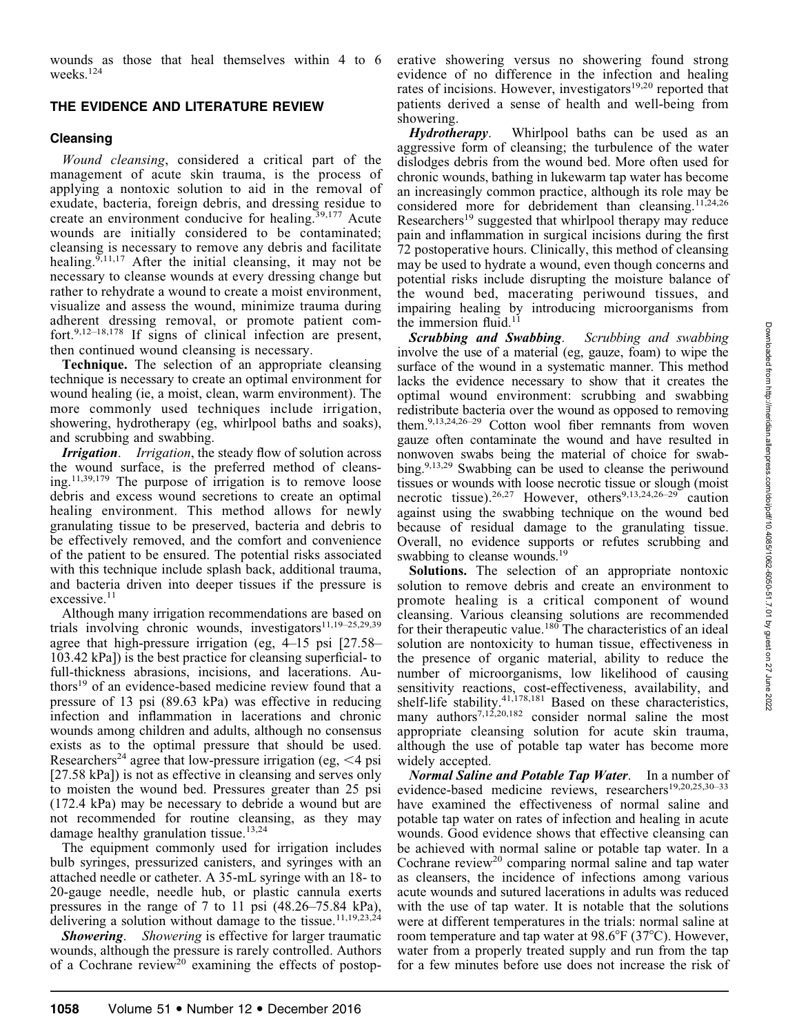wounds as those that heal themselves within 4 to 6 weeks.[124]

## THE EVIDENCE AND LITERATURE REVIEW

### Cleansing

*Wound cleansing*, considered a critical part of the management of acute skin trauma, is the process of applying a nontoxic solution to aid in the removal of exudate, bacteria, foreign debris, and dressing residue to create an environment conducive for healing.[39,177] Acute wounds are initially considered to be contaminated; cleansing is necessary to remove any debris and facilitate healing.[9,11,17] After the initial cleansing, it may not be necessary to cleanse wounds at every dressing change but rather to rehydrate a wound to create a moist environment, visualize and assess the wound, minimize trauma during adherent dressing removal, or promote patient comfort.[9,12–18,178] If signs of clinical infection are present, then continued wound cleansing is necessary.

**Technique.** The selection of an appropriate cleansing technique is necessary to create an optimal environment for wound healing (ie, a moist, clean, warm environment). The more commonly used techniques include irrigation, showering, hydrotherapy (eg, whirlpool baths and soaks), and scrubbing and swabbing.

***Irrigation***. *Irrigation*, the steady flow of solution across the wound surface, is the preferred method of cleansing.[11,39,179] The purpose of irrigation is to remove loose debris and excess wound secretions to create an optimal healing environment. This method allows for newly granulating tissue to be preserved, bacteria and debris to be effectively removed, and the comfort and convenience of the patient to be ensured. The potential risks associated with this technique include splash back, additional trauma, and bacteria driven into deeper tissues if the pressure is excessive.[11]

Although many irrigation recommendations are based on trials involving chronic wounds, investigators[11,19–25,29,39] agree that high-pressure irrigation (eg, 4–15 psi [27.58–103.42 kPa]) is the best practice for cleansing superficial- to full-thickness abrasions, incisions, and lacerations. Authors[19] of an evidence-based medicine review found that a pressure of 13 psi (89.63 kPa) was effective in reducing infection and inflammation in lacerations and chronic wounds among children and adults, although no consensus exists as to the optimal pressure that should be used. Researchers[24] agree that low-pressure irrigation (eg, <4 psi [27.58 kPa]) is not as effective in cleansing and serves only to moisten the wound bed. Pressures greater than 25 psi (172.4 kPa) may be necessary to debride a wound but are not recommended for routine cleansing, as they may damage healthy granulation tissue.[13,24]

The equipment commonly used for irrigation includes bulb syringes, pressurized canisters, and syringes with an attached needle or catheter. A 35-mL syringe with an 18- to 20-gauge needle, needle hub, or plastic cannula exerts pressures in the range of 7 to 11 psi (48.26–75.84 kPa), delivering a solution without damage to the tissue.[11,19,23,24]

***Showering***. *Showering* is effective for larger traumatic wounds, although the pressure is rarely controlled. Authors of a Cochrane review[20] examining the effects of postoperative showering versus no showering found strong evidence of no difference in the infection and healing rates of incisions. However, investigators[19,20] reported that patients derived a sense of health and well-being from showering.

***Hydrotherapy***. Whirlpool baths can be used as an aggressive form of cleansing; the turbulence of the water dislodges debris from the wound bed. More often used for chronic wounds, bathing in lukewarm tap water has become an increasingly common practice, although its role may be considered more for debridement than cleansing.[11,24,26] Researchers[19] suggested that whirlpool therapy may reduce pain and inflammation in surgical incisions during the first 72 postoperative hours. Clinically, this method of cleansing may be used to hydrate a wound, even though concerns and potential risks include disrupting the moisture balance of the wound bed, macerating periwound tissues, and impairing healing by introducing microorganisms from the immersion fluid.[11]

***Scrubbing and Swabbing***. *Scrubbing and swabbing* involve the use of a material (eg, gauze, foam) to wipe the surface of the wound in a systematic manner. This method lacks the evidence necessary to show that it creates the optimal wound environment: scrubbing and swabbing redistribute bacteria over the wound as opposed to removing them.[9,13,24,26–29] Cotton wool fiber remnants from woven gauze often contaminate the wound and have resulted in nonwoven swabs being the material of choice for swabbing.[9,13,29] Swabbing can be used to cleanse the periwound tissues or wounds with loose necrotic tissue or slough (moist necrotic tissue).[26,27] However, others[9,13,24,26–29] caution against using the swabbing technique on the wound bed because of residual damage to the granulating tissue. Overall, no evidence supports or refutes scrubbing and swabbing to cleanse wounds.[19]

**Solutions.** The selection of an appropriate nontoxic solution to remove debris and create an environment to promote healing is a critical component of wound cleansing. Various cleansing solutions are recommended for their therapeutic value.[180] The characteristics of an ideal solution are nontoxicity to human tissue, effectiveness in the presence of organic material, ability to reduce the number of microorganisms, low likelihood of causing sensitivity reactions, cost-effectiveness, availability, and shelf-life stability.[41,178,181] Based on these characteristics, many authors[7,12,20,182] consider normal saline the most appropriate cleansing solution for acute skin trauma, although the use of potable tap water has become more widely accepted.

***Normal Saline and Potable Tap Water***. In a number of evidence-based medicine reviews, researchers[19,20,25,30–33] have examined the effectiveness of normal saline and potable tap water on rates of infection and healing in acute wounds. Good evidence shows that effective cleansing can be achieved with normal saline or potable tap water. In a Cochrane review[20] comparing normal saline and tap water as cleansers, the incidence of infections among various acute wounds and sutured lacerations in adults was reduced with the use of tap water. It is notable that the solutions were at different temperatures in the trials: normal saline at room temperature and tap water at 98.6°F (37°C). However, water from a properly treated supply and run from the tap for a few minutes before use does not increase the risk of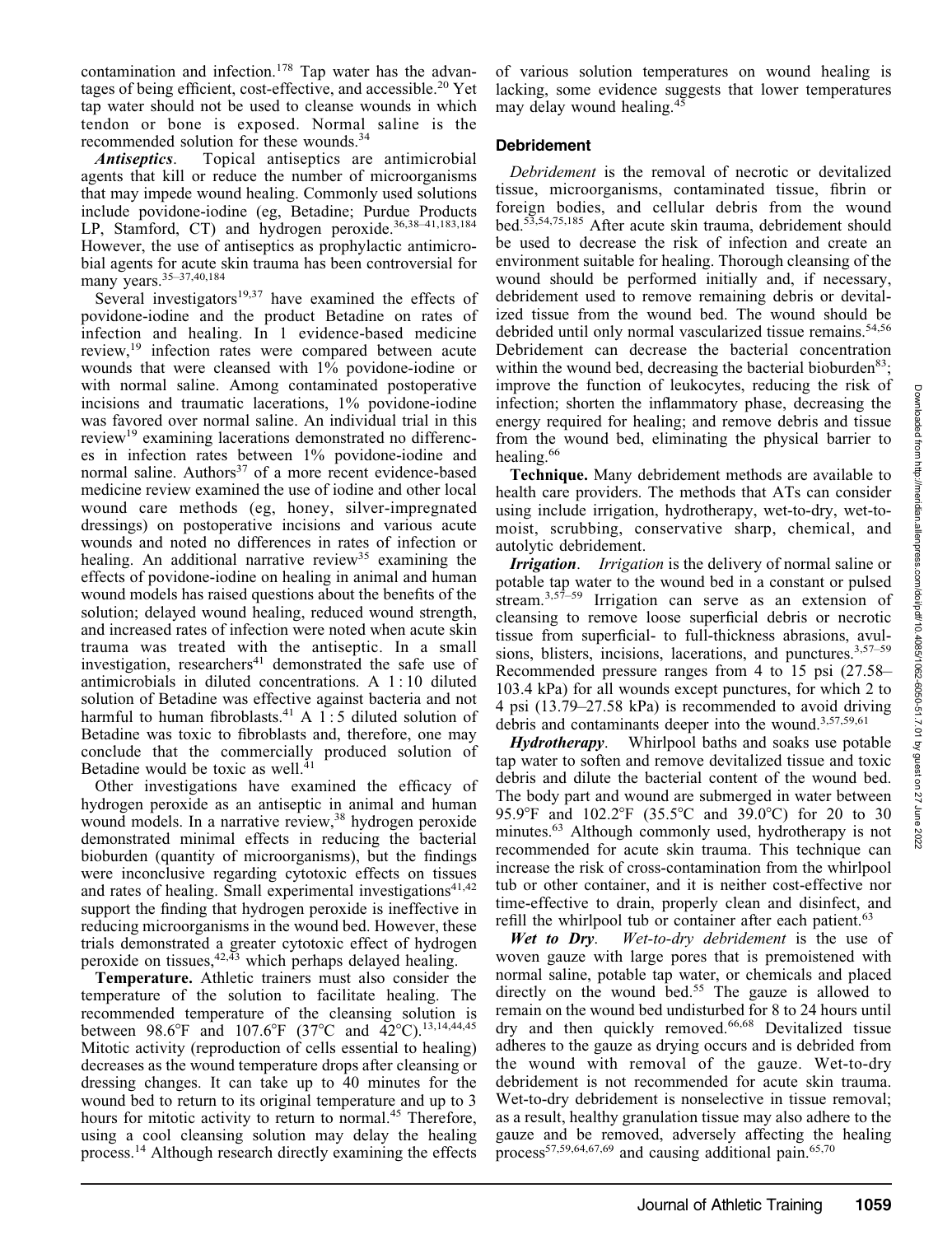contamination and infection.[178] Tap water has the advantages of being efficient, cost-effective, and accessible.[20] Yet tap water should not be used to cleanse wounds in which tendon or bone is exposed. Normal saline is the recommended solution for these wounds.[34]

***Antiseptics***. Topical antiseptics are antimicrobial agents that kill or reduce the number of microorganisms that may impede wound healing. Commonly used solutions include povidone-iodine (eg, Betadine; Purdue Products LP, Stamford, CT) and hydrogen peroxide.[36,38–41,183,184] However, the use of antiseptics as prophylactic antimicrobial agents for acute skin trauma has been controversial for many years.[35–37,40,184]

Several investigators[19,37] have examined the effects of povidone-iodine and the product Betadine on rates of infection and healing. In 1 evidence-based medicine review,[19] infection rates were compared between acute wounds that were cleansed with 1% povidone-iodine or with normal saline. Among contaminated postoperative incisions and traumatic lacerations, 1% povidone-iodine was favored over normal saline. An individual trial in this review[19] examining lacerations demonstrated no differences in infection rates between 1% povidone-iodine and normal saline. Authors[37] of a more recent evidence-based medicine review examined the use of iodine and other local wound care methods (eg, honey, silver-impregnated dressings) on postoperative incisions and various acute wounds and noted no differences in rates of infection or healing. An additional narrative review[35] examining the effects of povidone-iodine on healing in animal and human wound models has raised questions about the benefits of the solution; delayed wound healing, reduced wound strength, and increased rates of infection were noted when acute skin trauma was treated with the antiseptic. In a small investigation, researchers[41] demonstrated the safe use of antimicrobials in diluted concentrations. A 1 : 10 diluted solution of Betadine was effective against bacteria and not harmful to human fibroblasts.[41] A 1 : 5 diluted solution of Betadine was toxic to fibroblasts and, therefore, one may conclude that the commercially produced solution of Betadine would be toxic as well.[41]

Other investigations have examined the efficacy of hydrogen peroxide as an antiseptic in animal and human wound models. In a narrative review,[38] hydrogen peroxide demonstrated minimal effects in reducing the bacterial bioburden (quantity of microorganisms), but the findings were inconclusive regarding cytotoxic effects on tissues and rates of healing. Small experimental investigations[41,42] support the finding that hydrogen peroxide is ineffective in reducing microorganisms in the wound bed. However, these trials demonstrated a greater cytotoxic effect of hydrogen peroxide on tissues,[42,43] which perhaps delayed healing.

**Temperature.** Athletic trainers must also consider the temperature of the solution to facilitate healing. The recommended temperature of the cleansing solution is between 98.6°F and 107.6°F (37°C and 42°C).[13,14,44,45] Mitotic activity (reproduction of cells essential to healing) decreases as the wound temperature drops after cleansing or dressing changes. It can take up to 40 minutes for the wound bed to return to its original temperature and up to 3 hours for mitotic activity to return to normal.[45] Therefore, using a cool cleansing solution may delay the healing process.[14] Although research directly examining the effects of various solution temperatures on wound healing is lacking, some evidence suggests that lower temperatures may delay wound healing.[45]

### Debridement

*Debridement* is the removal of necrotic or devitalized tissue, microorganisms, contaminated tissue, fibrin or foreign bodies, and cellular debris from the wound bed.[53,54,75,185] After acute skin trauma, debridement should be used to decrease the risk of infection and create an environment suitable for healing. Thorough cleansing of the wound should be performed initially and, if necessary, debridement used to remove remaining debris or devitalized tissue from the wound bed. The wound should be debrided until only normal vascularized tissue remains.[54,56] Debridement can decrease the bacterial concentration within the wound bed, decreasing the bacterial bioburden[83]; improve the function of leukocytes, reducing the risk of infection; shorten the inflammatory phase, decreasing the energy required for healing; and remove debris and tissue from the wound bed, eliminating the physical barrier to healing.[66]

**Technique.** Many debridement methods are available to health care providers. The methods that ATs can consider using include irrigation, hydrotherapy, wet-to-dry, wet-to-moist, scrubbing, conservative sharp, chemical, and autolytic debridement.

***Irrigation***. *Irrigation* is the delivery of normal saline or potable tap water to the wound bed in a constant or pulsed stream.[3,57–59] Irrigation can serve as an extension of cleansing to remove loose superficial debris or necrotic tissue from superficial- to full-thickness abrasions, avulsions, blisters, incisions, lacerations, and punctures.[3,57–59] Recommended pressure ranges from 4 to 15 psi (27.58–103.4 kPa) for all wounds except punctures, for which 2 to 4 psi (13.79–27.58 kPa) is recommended to avoid driving debris and contaminants deeper into the wound.[3,57,59,61]

***Hydrotherapy***. Whirlpool baths and soaks use potable tap water to soften and remove devitalized tissue and toxic debris and dilute the bacterial content of the wound bed. The body part and wound are submerged in water between 95.9°F and 102.2°F (35.5°C and 39.0°C) for 20 to 30 minutes.[63] Although commonly used, hydrotherapy is not recommended for acute skin trauma. This technique can increase the risk of cross-contamination from the whirlpool tub or other container, and it is neither cost-effective nor time-effective to drain, properly clean and disinfect, and refill the whirlpool tub or container after each patient.[63]

***Wet to Dry***. *Wet-to-dry debridement* is the use of woven gauze with large pores that is premoistened with normal saline, potable tap water, or chemicals and placed directly on the wound bed.[55] The gauze is allowed to remain on the wound bed undisturbed for 8 to 24 hours until dry and then quickly removed.[66,68] Devitalized tissue adheres to the gauze as drying occurs and is debrided from the wound with removal of the gauze. Wet-to-dry debridement is not recommended for acute skin trauma. Wet-to-dry debridement is nonselective in tissue removal; as a result, healthy granulation tissue may also adhere to the gauze and be removed, adversely affecting the healing process[57,59,64,67,69] and causing additional pain.[65,70]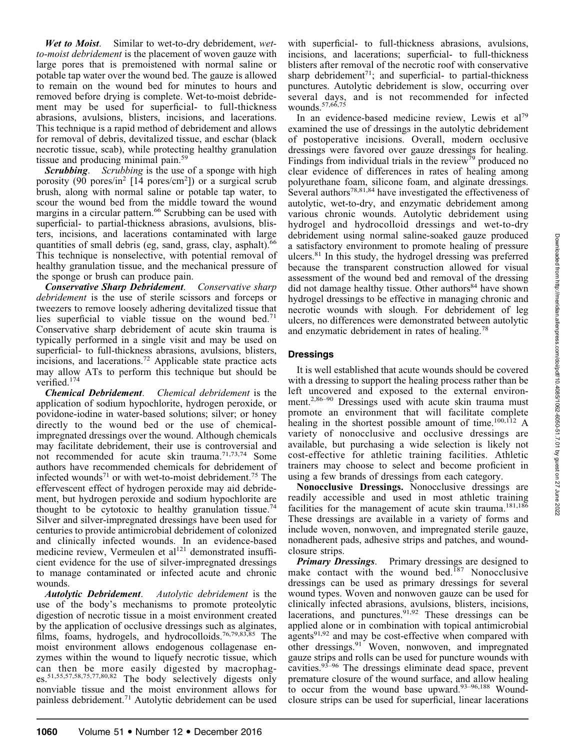***Wet to Moist***. Similar to wet-to-dry debridement, *wet-to-moist debridement* is the placement of woven gauze with large pores that is premoistened with normal saline or potable tap water over the wound bed. The gauze is allowed to remain on the wound bed for minutes to hours and removed before drying is complete. Wet-to-moist debridement may be used for superficial- to full-thickness abrasions, avulsions, blisters, incisions, and lacerations. This technique is a rapid method of debridement and allows for removal of debris, devitalized tissue, and eschar (black necrotic tissue, scab), while protecting healthy granulation tissue and producing minimal pain.[59]

***Scrubbing***. *Scrubbing* is the use of a sponge with high porosity (90 pores/in$^2$ [14 pores/cm$^2$]) or a surgical scrub brush, along with normal saline or potable tap water, to scour the wound bed from the middle toward the wound margins in a circular pattern.[66] Scrubbing can be used with superficial- to partial-thickness abrasions, avulsions, blisters, incisions, and lacerations contaminated with large quantities of small debris (eg, sand, grass, clay, asphalt).[66] This technique is nonselective, with potential removal of healthy granulation tissue, and the mechanical pressure of the sponge or brush can produce pain.

***Conservative Sharp Debridement***. *Conservative sharp debridement* is the use of sterile scissors and forceps or tweezers to remove loosely adhering devitalized tissue that lies superficial to viable tissue on the wound bed.[71] Conservative sharp debridement of acute skin trauma is typically performed in a single visit and may be used on superficial- to full-thickness abrasions, avulsions, blisters, incisions, and lacerations.[72] Applicable state practice acts may allow ATs to perform this technique but should be verified.[174]

***Chemical Debridement***. *Chemical debridement* is the application of sodium hypochlorite, hydrogen peroxide, or povidone-iodine in water-based solutions; silver; or honey directly to the wound bed or the use of chemical-impregnated dressings over the wound. Although chemicals may facilitate debridement, their use is controversial and not recommended for acute skin trauma.[71,73,74] Some authors have recommended chemicals for debridement of infected wounds[71] or with wet-to-moist debridement.[75] The effervescent effect of hydrogen peroxide may aid debridement, but hydrogen peroxide and sodium hypochlorite are thought to be cytotoxic to healthy granulation tissue.[74] Silver and silver-impregnated dressings have been used for centuries to provide antimicrobial debridement of colonized and clinically infected wounds. In an evidence-based medicine review, Vermeulen et al[121] demonstrated insufficient evidence for the use of silver-impregnated dressings to manage contaminated or infected acute and chronic wounds.

***Autolytic Debridement***. *Autolytic debridement* is the use of the body's mechanisms to promote proteolytic digestion of necrotic tissue in a moist environment created by the application of occlusive dressings such as alginates, films, foams, hydrogels, and hydrocolloids.[76,79,83,85] The moist environment allows endogenous collagenase enzymes within the wound to liquefy necrotic tissue, which can then be more easily digested by macrophages.[51,55,57,58,75,77,80,82] The body selectively digests only nonviable tissue and the moist environment allows for painless debridement.[71] Autolytic debridement can be used with superficial- to full-thickness abrasions, avulsions, incisions, and lacerations; superficial- to full-thickness blisters after removal of the necrotic roof with conservative sharp debridement[71]; and superficial- to partial-thickness punctures. Autolytic debridement is slow, occurring over several days, and is not recommended for infected wounds.[57,66,75]

In an evidence-based medicine review, Lewis et al[79] examined the use of dressings in the autolytic debridement of postoperative incisions. Overall, modern occlusive dressings were favored over gauze dressings for healing. Findings from individual trials in the review[79] produced no clear evidence of differences in rates of healing among polyurethane foam, silicone foam, and alginate dressings. Several authors[78,81,84] have investigated the effectiveness of autolytic, wet-to-dry, and enzymatic debridement among various chronic wounds. Autolytic debridement using hydrogel and hydrocolloid dressings and wet-to-dry debridement using normal saline-soaked gauze produced a satisfactory environment to promote healing of pressure ulcers.[81] In this study, the hydrogel dressing was preferred because the transparent construction allowed for visual assessment of the wound bed and removal of the dressing did not damage healthy tissue. Other authors[84] have shown hydrogel dressings to be effective in managing chronic and necrotic wounds with slough. For debridement of leg ulcers, no differences were demonstrated between autolytic and enzymatic debridement in rates of healing.[78]

## Dressings

It is well established that acute wounds should be covered with a dressing to support the healing process rather than be left uncovered and exposed to the external environment.[2,86–90] Dressings used with acute skin trauma must promote an environment that will facilitate complete healing in the shortest possible amount of time.[100,112] A variety of nonocclusive and occlusive dressings are available, but purchasing a wide selection is likely not cost-effective for athletic training facilities. Athletic trainers may choose to select and become proficient in using a few brands of dressings from each category.

**Nonocclusive Dressings.** Nonocclusive dressings are readily accessible and used in most athletic training facilities for the management of acute skin trauma.[181,186] These dressings are available in a variety of forms and include woven, nonwoven, and impregnated sterile gauze, nonadherent pads, adhesive strips and patches, and wound-closure strips.

***Primary Dressings***. Primary dressings are designed to make contact with the wound bed.[187] Nonocclusive dressings can be used as primary dressings for several wound types. Woven and nonwoven gauze can be used for clinically infected abrasions, avulsions, blisters, incisions, lacerations, and punctures.[91,92] These dressings can be applied alone or in combination with topical antimicrobial agents[91,92] and may be cost-effective when compared with other dressings.[91] Woven, nonwoven, and impregnated gauze strips and rolls can be used for puncture wounds with cavities.[93–96] The dressings eliminate dead space, prevent premature closure of the wound surface, and allow healing to occur from the wound base upward.[93–96,188] Wound-closure strips can be used for superficial, linear lacerations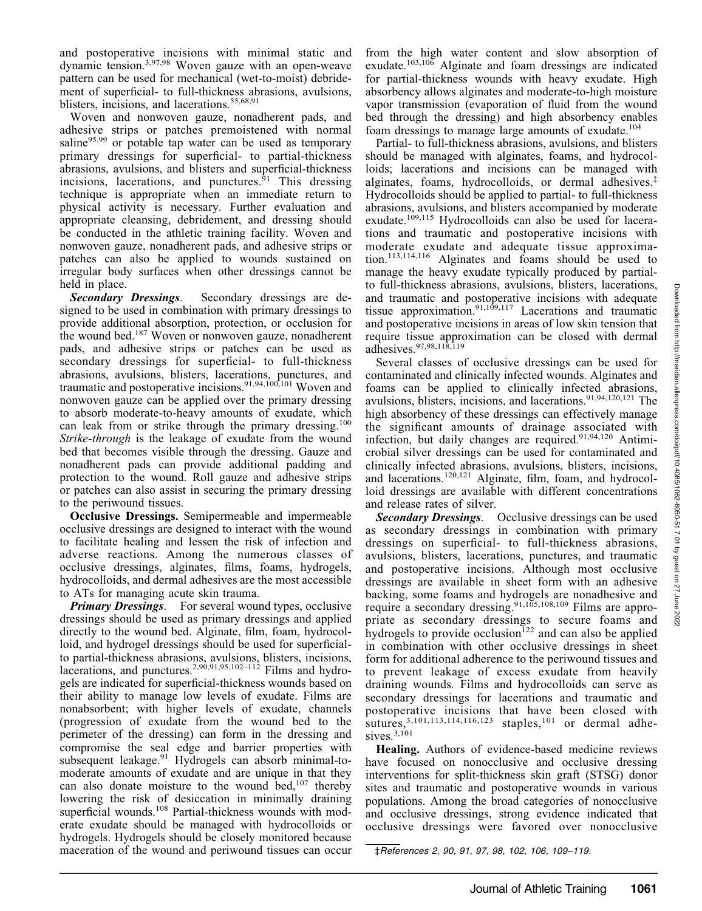and postoperative incisions with minimal static and dynamic tension.[3,97,98] Woven gauze with an open-weave pattern can be used for mechanical (wet-to-moist) debridement of superficial- to full-thickness abrasions, avulsions, blisters, incisions, and lacerations.[55,68,91]

Woven and nonwoven gauze, nonadherent pads, and adhesive strips or patches premoistened with normal saline[95,99] or potable tap water can be used as temporary primary dressings for superficial- to partial-thickness abrasions, avulsions, and blisters and superficial-thickness incisions, lacerations, and punctures.[91] This dressing technique is appropriate when an immediate return to physical activity is necessary. Further evaluation and appropriate cleansing, debridement, and dressing should be conducted in the athletic training facility. Woven and nonwoven gauze, nonadherent pads, and adhesive strips or patches can also be applied to wounds sustained on irregular body surfaces when other dressings cannot be held in place.

***Secondary Dressings*.** Secondary dressings are designed to be used in combination with primary dressings to provide additional absorption, protection, or occlusion for the wound bed.[187] Woven or nonwoven gauze, nonadherent pads, and adhesive strips or patches can be used as secondary dressings for superficial- to full-thickness abrasions, avulsions, blisters, lacerations, punctures, and traumatic and postoperative incisions.[91,94,100,101] Woven and nonwoven gauze can be applied over the primary dressing to absorb moderate-to-heavy amounts of exudate, which can leak from or strike through the primary dressing.[100] *Strike-through* is the leakage of exudate from the wound bed that becomes visible through the dressing. Gauze and nonadherent pads can provide additional padding and protection to the wound. Roll gauze and adhesive strips or patches can also assist in securing the primary dressing to the periwound tissues.

**Occlusive Dressings.** Semipermeable and impermeable occlusive dressings are designed to interact with the wound to facilitate healing and lessen the risk of infection and adverse reactions. Among the numerous classes of occlusive dressings, alginates, films, foams, hydrogels, hydrocolloids, and dermal adhesives are the most accessible to ATs for managing acute skin trauma.

***Primary Dressings*.** For several wound types, occlusive dressings should be used as primary dressings and applied directly to the wound bed. Alginate, film, foam, hydrocolloid, and hydrogel dressings should be used for superficial- to partial-thickness abrasions, avulsions, blisters, incisions, lacerations, and punctures.[2,90,91,95,102–112] Films and hydrogels are indicated for superficial-thickness wounds based on their ability to manage low levels of exudate. Films are nonabsorbent; with higher levels of exudate, channels (progression of exudate from the wound bed to the perimeter of the dressing) can form in the dressing and compromise the seal edge and barrier properties with subsequent leakage.[91] Hydrogels can absorb minimal-to-moderate amounts of exudate and are unique in that they can also donate moisture to the wound bed,[107] thereby lowering the risk of desiccation in minimally draining superficial wounds.[108] Partial-thickness wounds with moderate exudate should be managed with hydrocolloids or hydrogels. Hydrogels should be closely monitored because maceration of the wound and periwound tissues can occur from the high water content and slow absorption of exudate.[103,106] Alginate and foam dressings are indicated for partial-thickness wounds with heavy exudate. High absorbency allows alginates and moderate-to-high moisture vapor transmission (evaporation of fluid from the wound bed through the dressing) and high absorbency enables foam dressings to manage large amounts of exudate.[104]

Partial- to full-thickness abrasions, avulsions, and blisters should be managed with alginates, foams, and hydrocolloids; lacerations and incisions can be managed with alginates, foams, hydrocolloids, or dermal adhesives.[‡] Hydrocolloids should be applied to partial- to full-thickness abrasions, avulsions, and blisters accompanied by moderate exudate.[109,115] Hydrocolloids can also be used for lacerations and traumatic and postoperative incisions with moderate exudate and adequate tissue approximation.[113,114,116] Alginates and foams should be used to manage the heavy exudate typically produced by partial- to full-thickness abrasions, avulsions, blisters, lacerations, and traumatic and postoperative incisions with adequate tissue approximation.[91,109,117] Lacerations and traumatic and postoperative incisions in areas of low skin tension that require tissue approximation can be closed with dermal adhesives.[97,98,118,119]

Several classes of occlusive dressings can be used for contaminated and clinically infected wounds. Alginates and foams can be applied to clinically infected abrasions, avulsions, blisters, incisions, and lacerations.[91,94,120,121] The high absorbency of these dressings can effectively manage the significant amounts of drainage associated with infection, but daily changes are required.[91,94,120] Antimicrobial silver dressings can be used for contaminated and clinically infected abrasions, avulsions, blisters, incisions, and lacerations.[120,121] Alginate, film, foam, and hydrocolloid dressings are available with different concentrations and release rates of silver.

***Secondary Dressings*.** Occlusive dressings can be used as secondary dressings in combination with primary dressings on superficial- to full-thickness abrasions, avulsions, blisters, lacerations, punctures, and traumatic and postoperative incisions. Although most occlusive dressings are available in sheet form with an adhesive backing, some foams and hydrogels are nonadhesive and require a secondary dressing.[91,105,108,109] Films are appropriate as secondary dressings to secure foams and hydrogels to provide occlusion[122] and can also be applied in combination with other occlusive dressings in sheet form for additional adherence to the periwound tissues and to prevent leakage of excess exudate from heavily draining wounds. Films and hydrocolloids can serve as secondary dressings for lacerations and traumatic and postoperative incisions that have been closed with sutures,[3,101,113,114,116,123] staples,[101] or dermal adhesives.[3,101]

**Healing.** Authors of evidence-based medicine reviews have focused on nonocclusive and occlusive dressing interventions for split-thickness skin graft (STSG) donor sites and traumatic and postoperative wounds in various populations. Among the broad categories of nonocclusive and occlusive dressings, strong evidence indicated that occlusive dressings were favored over nonocclusive

‡*References 2, 90, 91, 97, 98, 102, 106, 109–119.*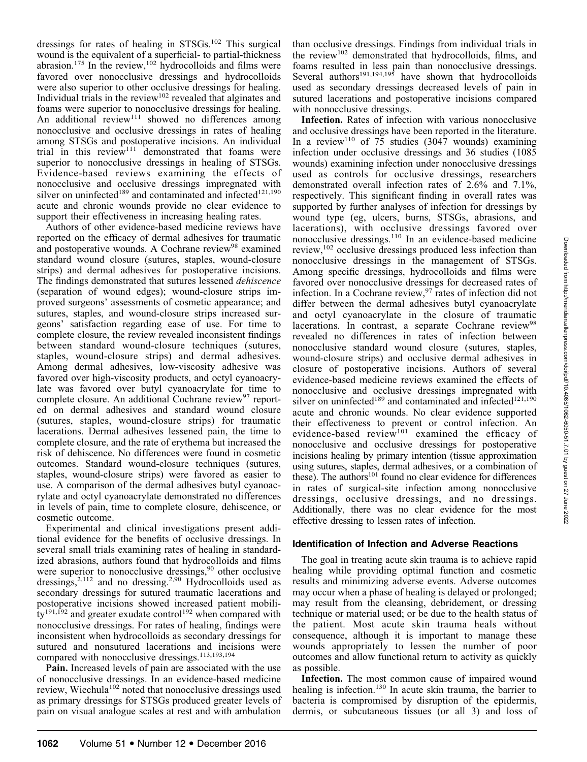dressings for rates of healing in STSGs.[102] This surgical wound is the equivalent of a superficial- to partial-thickness abrasion.[175] In the review,[102] hydrocolloids and films were favored over nonocclusive dressings and hydrocolloids were also superior to other occlusive dressings for healing. Individual trials in the review[102] revealed that alginates and foams were superior to nonocclusive dressings for healing. An additional review[111] showed no differences among nonocclusive and occlusive dressings in rates of healing among STSGs and postoperative incisions. An individual trial in this review[111] demonstrated that foams were superior to nonocclusive dressings in healing of STSGs. Evidence-based reviews examining the effects of nonocclusive and occlusive dressings impregnated with silver on uninfected[189] and contaminated and infected[121,190] acute and chronic wounds provide no clear evidence to support their effectiveness in increasing healing rates.

Authors of other evidence-based medicine reviews have reported on the efficacy of dermal adhesives for traumatic and postoperative wounds. A Cochrane review[98] examined standard wound closure (sutures, staples, wound-closure strips) and dermal adhesives for postoperative incisions. The findings demonstrated that sutures lessened *dehiscence* (separation of wound edges); wound-closure strips improved surgeons' assessments of cosmetic appearance; and sutures, staples, and wound-closure strips increased surgeons' satisfaction regarding ease of use. For time to complete closure, the review revealed inconsistent findings between standard wound-closure techniques (sutures, staples, wound-closure strips) and dermal adhesives. Among dermal adhesives, low-viscosity adhesive was favored over high-viscosity products, and octyl cyanoacrylate was favored over butyl cyanoacrylate for time to complete closure. An additional Cochrane review[97] reported on dermal adhesives and standard wound closure (sutures, staples, wound-closure strips) for traumatic lacerations. Dermal adhesives lessened pain, the time to complete closure, and the rate of erythema but increased the risk of dehiscence. No differences were found in cosmetic outcomes. Standard wound-closure techniques (sutures, staples, wound-closure strips) were favored as easier to use. A comparison of the dermal adhesives butyl cyanoacrylate and octyl cyanoacrylate demonstrated no differences in levels of pain, time to complete closure, dehiscence, or cosmetic outcome.

Experimental and clinical investigations present additional evidence for the benefits of occlusive dressings. In several small trials examining rates of healing in standardized abrasions, authors found that hydrocolloids and films were superior to nonocclusive dressings,[90] other occlusive dressings,[2,112] and no dressing.[2,90] Hydrocolloids used as secondary dressings for sutured traumatic lacerations and postoperative incisions showed increased patient mobility[191,192] and greater exudate control[192] when compared with nonocclusive dressings. For rates of healing, findings were inconsistent when hydrocolloids as secondary dressings for sutured and nonsutured lacerations and incisions were compared with nonocclusive dressings.[113,193,194]

**Pain.** Increased levels of pain are associated with the use of nonocclusive dressings. In an evidence-based medicine review, Wiechula[102] noted that nonocclusive dressings used as primary dressings for STSGs produced greater levels of pain on visual analogue scales at rest and with ambulation than occlusive dressings. Findings from individual trials in the review[102] demonstrated that hydrocolloids, films, and foams resulted in less pain than nonocclusive dressings. Several authors[191,194,195] have shown that hydrocolloids used as secondary dressings decreased levels of pain in sutured lacerations and postoperative incisions compared with nonocclusive dressings.

**Infection.** Rates of infection with various nonocclusive and occlusive dressings have been reported in the literature. In a review[110] of 75 studies (3047 wounds) examining infection under occlusive dressings and 36 studies (1085 wounds) examining infection under nonocclusive dressings used as controls for occlusive dressings, researchers demonstrated overall infection rates of 2.6% and 7.1%, respectively. This significant finding in overall rates was supported by further analyses of infection for dressings by wound type (eg, ulcers, burns, STSGs, abrasions, and lacerations), with occlusive dressings favored over nonocclusive dressings.[110] In an evidence-based medicine review,[102] occlusive dressings produced less infection than nonocclusive dressings in the management of STSGs. Among specific dressings, hydrocolloids and films were favored over nonocclusive dressings for decreased rates of infection. In a Cochrane review,[97] rates of infection did not differ between the dermal adhesives butyl cyanoacrylate and octyl cyanoacrylate in the closure of traumatic lacerations. In contrast, a separate Cochrane review[98] revealed no differences in rates of infection between nonocclusive standard wound closure (sutures, staples, wound-closure strips) and occlusive dermal adhesives in closure of postoperative incisions. Authors of several evidence-based medicine reviews examined the effects of nonocclusive and occlusive dressings impregnated with silver on uninfected[189] and contaminated and infected[121,190] acute and chronic wounds. No clear evidence supported their effectiveness to prevent or control infection. An evidence-based review[101] examined the efficacy of nonocclusive and occlusive dressings for postoperative incisions healing by primary intention (tissue approximation using sutures, staples, dermal adhesives, or a combination of these). The authors[101] found no clear evidence for differences in rates of surgical-site infection among nonocclusive dressings, occlusive dressings, and no dressings. Additionally, there was no clear evidence for the most effective dressing to lessen rates of infection.

### Identification of Infection and Adverse Reactions

The goal in treating acute skin trauma is to achieve rapid healing while providing optimal function and cosmetic results and minimizing adverse events. Adverse outcomes may occur when a phase of healing is delayed or prolonged; may result from the cleansing, debridement, or dressing technique or material used; or be due to the health status of the patient. Most acute skin trauma heals without consequence, although it is important to manage these wounds appropriately to lessen the number of poor outcomes and allow functional return to activity as quickly as possible.

**Infection.** The most common cause of impaired wound healing is infection.[130] In acute skin trauma, the barrier to bacteria is compromised by disruption of the epidermis, dermis, or subcutaneous tissues (or all 3) and loss of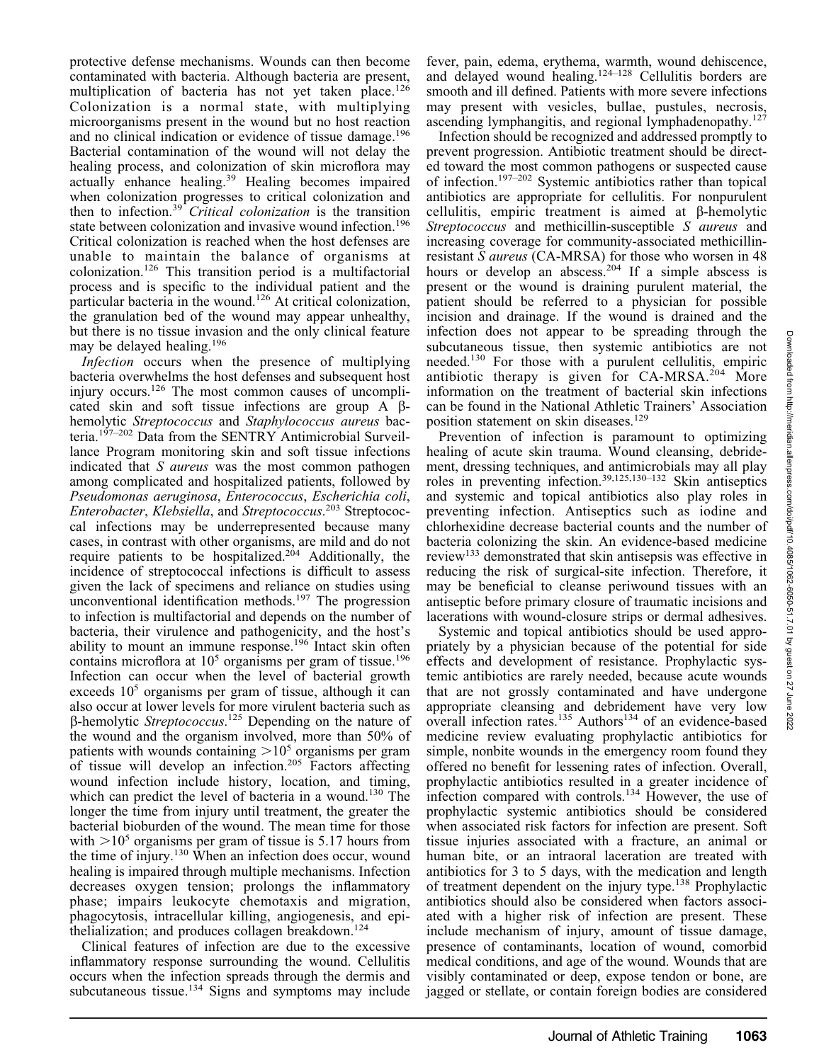protective defense mechanisms. Wounds can then become contaminated with bacteria. Although bacteria are present, multiplication of bacteria has not yet taken place.[126] Colonization is a normal state, with multiplying microorganisms present in the wound but no host reaction and no clinical indication or evidence of tissue damage.[196] Bacterial contamination of the wound will not delay the healing process, and colonization of skin microflora may actually enhance healing.[39] Healing becomes impaired when colonization progresses to critical colonization and then to infection.[39] *Critical colonization* is the transition state between colonization and invasive wound infection.[196] Critical colonization is reached when the host defenses are unable to maintain the balance of organisms at colonization.[126] This transition period is a multifactorial process and is specific to the individual patient and the particular bacteria in the wound.[126] At critical colonization, the granulation bed of the wound may appear unhealthy, but there is no tissue invasion and the only clinical feature may be delayed healing.[196]

*Infection* occurs when the presence of multiplying bacteria overwhelms the host defenses and subsequent host injury occurs.[126] The most common causes of uncomplicated skin and soft tissue infections are group A β-hemolytic *Streptococcus* and *Staphylococcus aureus* bacteria.[197–202] Data from the SENTRY Antimicrobial Surveillance Program monitoring skin and soft tissue infections indicated that *S aureus* was the most common pathogen among complicated and hospitalized patients, followed by *Pseudomonas aeruginosa*, *Enterococcus*, *Escherichia coli*, *Enterobacter*, *Klebsiella*, and *Streptococcus*.[203] Streptococcal infections may be underrepresented because many cases, in contrast with other organisms, are mild and do not require patients to be hospitalized.[204] Additionally, the incidence of streptococcal infections is difficult to assess given the lack of specimens and reliance on studies using unconventional identification methods.[197] The progression to infection is multifactorial and depends on the number of bacteria, their virulence and pathogenicity, and the host's ability to mount an immune response.[196] Intact skin often contains microflora at $10^5$ organisms per gram of tissue.[196] Infection can occur when the level of bacterial growth exceeds $10^5$ organisms per gram of tissue, although it can also occur at lower levels for more virulent bacteria such as β-hemolytic *Streptococcus*.[125] Depending on the nature of the wound and the organism involved, more than 50% of patients with wounds containing $>10^5$ organisms per gram of tissue will develop an infection.[205] Factors affecting wound infection include history, location, and timing, which can predict the level of bacteria in a wound.[130] The longer the time from injury until treatment, the greater the bacterial bioburden of the wound. The mean time for those with $>10^5$ organisms per gram of tissue is 5.17 hours from the time of injury.[130] When an infection does occur, wound healing is impaired through multiple mechanisms. Infection decreases oxygen tension; prolongs the inflammatory phase; impairs leukocyte chemotaxis and migration, phagocytosis, intracellular killing, angiogenesis, and epithelialization; and produces collagen breakdown.[124]

Clinical features of infection are due to the excessive inflammatory response surrounding the wound. Cellulitis occurs when the infection spreads through the dermis and subcutaneous tissue.[134] Signs and symptoms may include fever, pain, edema, erythema, warmth, wound dehiscence, and delayed wound healing.[124–128] Cellulitis borders are smooth and ill defined. Patients with more severe infections may present with vesicles, bullae, pustules, necrosis, ascending lymphangitis, and regional lymphadenopathy.[127]

Infection should be recognized and addressed promptly to prevent progression. Antibiotic treatment should be directed toward the most common pathogens or suspected cause of infection.[197–202] Systemic antibiotics rather than topical antibiotics are appropriate for cellulitis. For nonpurulent cellulitis, empiric treatment is aimed at β-hemolytic *Streptococcus* and methicillin-susceptible *S aureus* and increasing coverage for community-associated methicillin-resistant *S aureus* (CA-MRSA) for those who worsen in 48 hours or develop an abscess.[204] If a simple abscess is present or the wound is draining purulent material, the patient should be referred to a physician for possible incision and drainage. If the wound is drained and the infection does not appear to be spreading through the subcutaneous tissue, then systemic antibiotics are not needed.[130] For those with a purulent cellulitis, empiric antibiotic therapy is given for CA-MRSA.[204] More information on the treatment of bacterial skin infections can be found in the National Athletic Trainers' Association position statement on skin diseases.[129]

Prevention of infection is paramount to optimizing healing of acute skin trauma. Wound cleansing, debridement, dressing techniques, and antimicrobials may all play roles in preventing infection.[39,125,130–132] Skin antiseptics and systemic and topical antibiotics also play roles in preventing infection. Antiseptics such as iodine and chlorhexidine decrease bacterial counts and the number of bacteria colonizing the skin. An evidence-based medicine review[133] demonstrated that skin antisepsis was effective in reducing the risk of surgical-site infection. Therefore, it may be beneficial to cleanse periwound tissues with an antiseptic before primary closure of traumatic incisions and lacerations with wound-closure strips or dermal adhesives.

Systemic and topical antibiotics should be used appropriately by a physician because of the potential for side effects and development of resistance. Prophylactic systemic antibiotics are rarely needed, because acute wounds that are not grossly contaminated and have undergone appropriate cleansing and debridement have very low overall infection rates.[135] Authors[134] of an evidence-based medicine review evaluating prophylactic antibiotics for simple, nonbite wounds in the emergency room found they offered no benefit for lessening rates of infection. Overall, prophylactic antibiotics resulted in a greater incidence of infection compared with controls.[134] However, the use of prophylactic systemic antibiotics should be considered when associated risk factors for infection are present. Soft tissue injuries associated with a fracture, an animal or human bite, or an intraoral laceration are treated with antibiotics for 3 to 5 days, with the medication and length of treatment dependent on the injury type.[138] Prophylactic antibiotics should also be considered when factors associated with a higher risk of infection are present. These include mechanism of injury, amount of tissue damage, presence of contaminants, location of wound, comorbid medical conditions, and age of the wound. Wounds that are visibly contaminated or deep, expose tendon or bone, are jagged or stellate, or contain foreign bodies are considered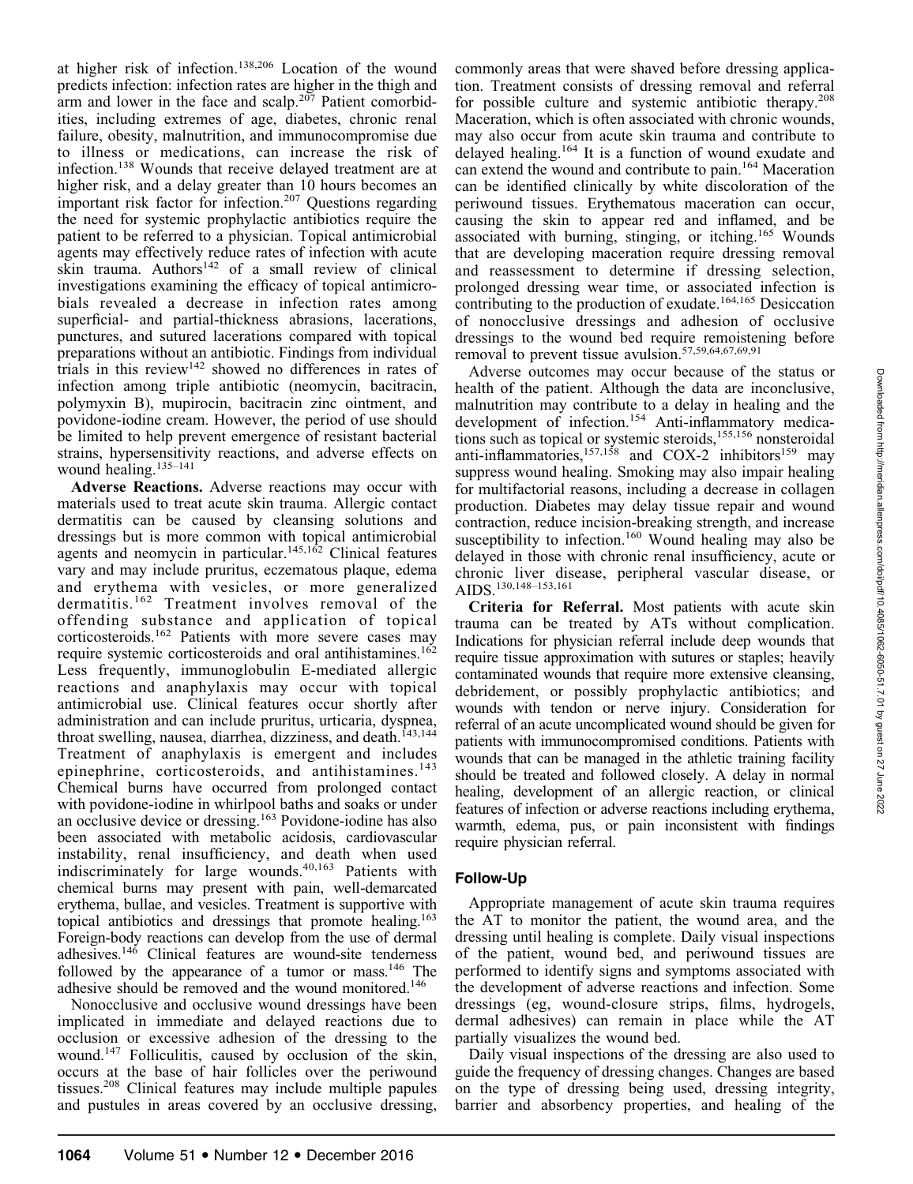at higher risk of infection.[138,206] Location of the wound predicts infection: infection rates are higher in the thigh and arm and lower in the face and scalp.[207] Patient comorbidities, including extremes of age, diabetes, chronic renal failure, obesity, malnutrition, and immunocompromise due to illness or medications, can increase the risk of infection.[138] Wounds that receive delayed treatment are at higher risk, and a delay greater than 10 hours becomes an important risk factor for infection.[207] Questions regarding the need for systemic prophylactic antibiotics require the patient to be referred to a physician. Topical antimicrobial agents may effectively reduce rates of infection with acute skin trauma. Authors[142] of a small review of clinical investigations examining the efficacy of topical antimicrobials revealed a decrease in infection rates among superficial- and partial-thickness abrasions, lacerations, punctures, and sutured lacerations compared with topical preparations without an antibiotic. Findings from individual trials in this review[142] showed no differences in rates of infection among triple antibiotic (neomycin, bacitracin, polymyxin B), mupirocin, bacitracin zinc ointment, and povidone-iodine cream. However, the period of use should be limited to help prevent emergence of resistant bacterial strains, hypersensitivity reactions, and adverse effects on wound healing.[135–141]

**Adverse Reactions.** Adverse reactions may occur with materials used to treat acute skin trauma. Allergic contact dermatitis can be caused by cleansing solutions and dressings but is more common with topical antimicrobial agents and neomycin in particular.[145,162] Clinical features vary and may include pruritus, eczematous plaque, edema and erythema with vesicles, or more generalized dermatitis.[162] Treatment involves removal of the offending substance and application of topical corticosteroids.[162] Patients with more severe cases may require systemic corticosteroids and oral antihistamines.[162] Less frequently, immunoglobulin E-mediated allergic reactions and anaphylaxis may occur with topical antimicrobial use. Clinical features occur shortly after administration and can include pruritus, urticaria, dyspnea, throat swelling, nausea, diarrhea, dizziness, and death.[143,144] Treatment of anaphylaxis is emergent and includes epinephrine, corticosteroids, and antihistamines.[143] Chemical burns have occurred from prolonged contact with povidone-iodine in whirlpool baths and soaks or under an occlusive device or dressing.[163] Povidone-iodine has also been associated with metabolic acidosis, cardiovascular instability, renal insufficiency, and death when used indiscriminately for large wounds.[40,163] Patients with chemical burns may present with pain, well-demarcated erythema, bullae, and vesicles. Treatment is supportive with topical antibiotics and dressings that promote healing.[163] Foreign-body reactions can develop from the use of dermal adhesives.[146] Clinical features are wound-site tenderness followed by the appearance of a tumor or mass.[146] The adhesive should be removed and the wound monitored.[146]

Nonocclusive and occlusive wound dressings have been implicated in immediate and delayed reactions due to occlusion or excessive adhesion of the dressing to the wound.[147] Folliculitis, caused by occlusion of the skin, occurs at the base of hair follicles over the periwound tissues.[208] Clinical features may include multiple papules and pustules in areas covered by an occlusive dressing, commonly areas that were shaved before dressing application. Treatment consists of dressing removal and referral for possible culture and systemic antibiotic therapy.[208] Maceration, which is often associated with chronic wounds, may also occur from acute skin trauma and contribute to delayed healing.[164] It is a function of wound exudate and can extend the wound and contribute to pain.[164] Maceration can be identified clinically by white discoloration of the periwound tissues. Erythematous maceration can occur, causing the skin to appear red and inflamed, and be associated with burning, stinging, or itching.[165] Wounds that are developing maceration require dressing removal and reassessment to determine if dressing selection, prolonged dressing wear time, or associated infection is contributing to the production of exudate.[164,165] Desiccation of nonocclusive dressings and adhesion of occlusive dressings to the wound bed require remoistening before removal to prevent tissue avulsion.[57,59,64,67,69,91]

Adverse outcomes may occur because of the status or health of the patient. Although the data are inconclusive, malnutrition may contribute to a delay in healing and the development of infection.[154] Anti-inflammatory medications such as topical or systemic steroids,[155,156] nonsteroidal anti-inflammatories,[157,158] and COX-2 inhibitors[159] may suppress wound healing. Smoking may also impair healing for multifactorial reasons, including a decrease in collagen production. Diabetes may delay tissue repair and wound contraction, reduce incision-breaking strength, and increase susceptibility to infection.[160] Wound healing may also be delayed in those with chronic renal insufficiency, acute or chronic liver disease, peripheral vascular disease, or AIDS.[130,148–153,161]

**Criteria for Referral.** Most patients with acute skin trauma can be treated by ATs without complication. Indications for physician referral include deep wounds that require tissue approximation with sutures or staples; heavily contaminated wounds that require more extensive cleansing, debridement, or possibly prophylactic antibiotics; and wounds with tendon or nerve injury. Consideration for referral of an acute uncomplicated wound should be given for patients with immunocompromised conditions. Patients with wounds that can be managed in the athletic training facility should be treated and followed closely. A delay in normal healing, development of an allergic reaction, or clinical features of infection or adverse reactions including erythema, warmth, edema, pus, or pain inconsistent with findings require physician referral.

## Follow-Up

Appropriate management of acute skin trauma requires the AT to monitor the patient, the wound area, and the dressing until healing is complete. Daily visual inspections of the patient, wound bed, and periwound tissues are performed to identify signs and symptoms associated with the development of adverse reactions and infection. Some dressings (eg, wound-closure strips, films, hydrogels, dermal adhesives) can remain in place while the AT partially visualizes the wound bed.

Daily visual inspections of the dressing are also used to guide the frequency of dressing changes. Changes are based on the type of dressing being used, dressing integrity, barrier and absorbency properties, and healing of the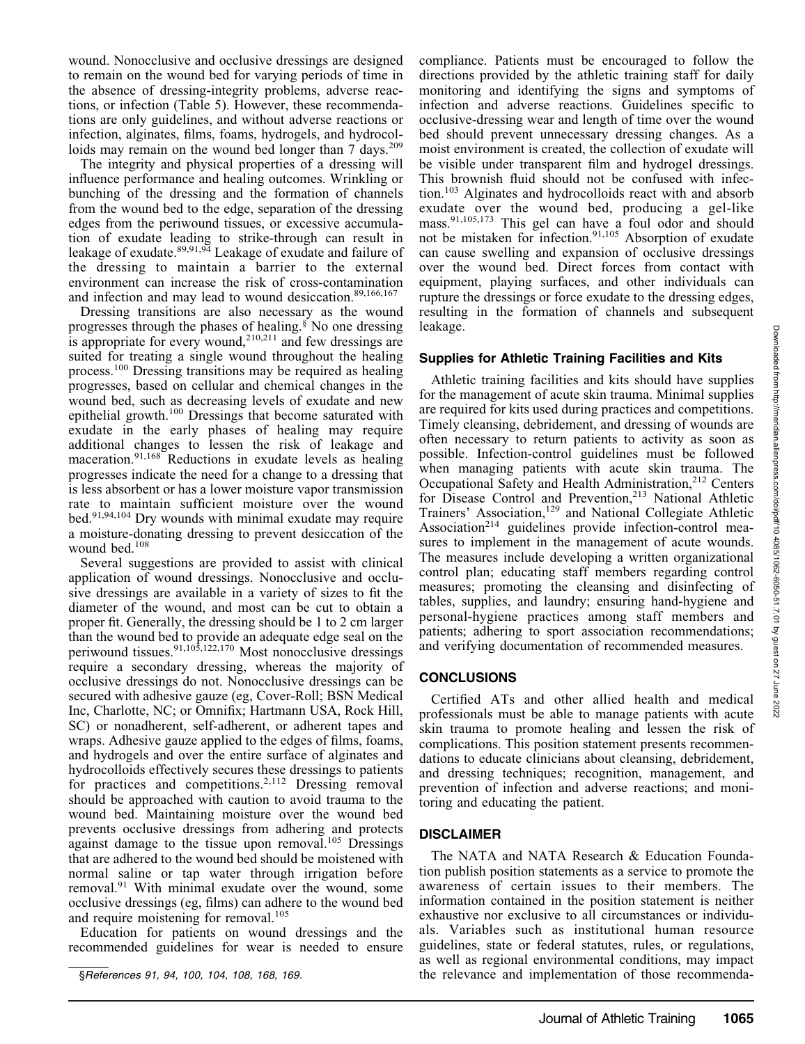wound. Nonocclusive and occlusive dressings are designed to remain on the wound bed for varying periods of time in the absence of dressing-integrity problems, adverse reactions, or infection (Table 5). However, these recommendations are only guidelines, and without adverse reactions or infection, alginates, films, foams, hydrogels, and hydrocolloids may remain on the wound bed longer than 7 days.[209]

The integrity and physical properties of a dressing will influence performance and healing outcomes. Wrinkling or bunching of the dressing and the formation of channels from the wound bed to the edge, separation of the dressing edges from the periwound tissues, or excessive accumulation of exudate leading to strike-through can result in leakage of exudate.[89,91,94] Leakage of exudate and failure of the dressing to maintain a barrier to the external environment can increase the risk of cross-contamination and infection and may lead to wound desiccation.[89,166,167]

Dressing transitions are also necessary as the wound progresses through the phases of healing.[§] No one dressing is appropriate for every wound,[210,211] and few dressings are suited for treating a single wound throughout the healing process.[100] Dressing transitions may be required as healing progresses, based on cellular and chemical changes in the wound bed, such as decreasing levels of exudate and new epithelial growth.[100] Dressings that become saturated with exudate in the early phases of healing may require additional changes to lessen the risk of leakage and maceration.[91,168] Reductions in exudate levels as healing progresses indicate the need for a change to a dressing that is less absorbent or has a lower moisture vapor transmission rate to maintain sufficient moisture over the wound bed.[91,94,104] Dry wounds with minimal exudate may require a moisture-donating dressing to prevent desiccation of the wound bed.[108]

Several suggestions are provided to assist with clinical application of wound dressings. Nonocclusive and occlusive dressings are available in a variety of sizes to fit the diameter of the wound, and most can be cut to obtain a proper fit. Generally, the dressing should be 1 to 2 cm larger than the wound bed to provide an adequate edge seal on the periwound tissues.[91,105,122,170] Most nonocclusive dressings require a secondary dressing, whereas the majority of occlusive dressings do not. Nonocclusive dressings can be secured with adhesive gauze (eg, Cover-Roll; BSN Medical Inc, Charlotte, NC; or Omnifix; Hartmann USA, Rock Hill, SC) or nonadherent, self-adherent, or adherent tapes and wraps. Adhesive gauze applied to the edges of films, foams, and hydrogels and over the entire surface of alginates and hydrocolloids effectively secures these dressings to patients for practices and competitions.[2,112] Dressing removal should be approached with caution to avoid trauma to the wound bed. Maintaining moisture over the wound bed prevents occlusive dressings from adhering and protects against damage to the tissue upon removal.[105] Dressings that are adhered to the wound bed should be moistened with normal saline or tap water through irrigation before removal.[91] With minimal exudate over the wound, some occlusive dressings (eg, films) can adhere to the wound bed and require moistening for removal.[105]

Education for patients on wound dressings and the recommended guidelines for wear is needed to ensure compliance. Patients must be encouraged to follow the directions provided by the athletic training staff for daily monitoring and identifying the signs and symptoms of infection and adverse reactions. Guidelines specific to occlusive-dressing wear and length of time over the wound bed should prevent unnecessary dressing changes. As a moist environment is created, the collection of exudate will be visible under transparent film and hydrogel dressings. This brownish fluid should not be confused with infection.[103] Alginates and hydrocolloids react with and absorb exudate over the wound bed, producing a gel-like mass.[91,105,173] This gel can have a foul odor and should not be mistaken for infection.[91,105] Absorption of exudate can cause swelling and expansion of occlusive dressings over the wound bed. Direct forces from contact with equipment, playing surfaces, and other individuals can rupture the dressings or force exudate to the dressing edges, resulting in the formation of channels and subsequent leakage.

### Supplies for Athletic Training Facilities and Kits

Athletic training facilities and kits should have supplies for the management of acute skin trauma. Minimal supplies are required for kits used during practices and competitions. Timely cleansing, debridement, and dressing of wounds are often necessary to return patients to activity as soon as possible. Infection-control guidelines must be followed when managing patients with acute skin trauma. The Occupational Safety and Health Administration,[212] Centers for Disease Control and Prevention,[213] National Athletic Trainers' Association,[129] and National Collegiate Athletic Association[214] guidelines provide infection-control measures to implement in the management of acute wounds. The measures include developing a written organizational control plan; educating staff members regarding control measures; promoting the cleansing and disinfecting of tables, supplies, and laundry; ensuring hand-hygiene and personal-hygiene practices among staff members and patients; adhering to sport association recommendations; and verifying documentation of recommended measures.

## CONCLUSIONS

Certified ATs and other allied health and medical professionals must be able to manage patients with acute skin trauma to promote healing and lessen the risk of complications. This position statement presents recommendations to educate clinicians about cleansing, debridement, and dressing techniques; recognition, management, and prevention of infection and adverse reactions; and monitoring and educating the patient.

## DISCLAIMER

The NATA and NATA Research & Education Foundation publish position statements as a service to promote the awareness of certain issues to their members. The information contained in the position statement is neither exhaustive nor exclusive to all circumstances or individuals. Variables such as institutional human resource guidelines, state or federal statutes, rules, or regulations, as well as regional environmental conditions, may impact the relevance and implementation of those recommenda-

§*References 91, 94, 100, 104, 108, 168, 169.*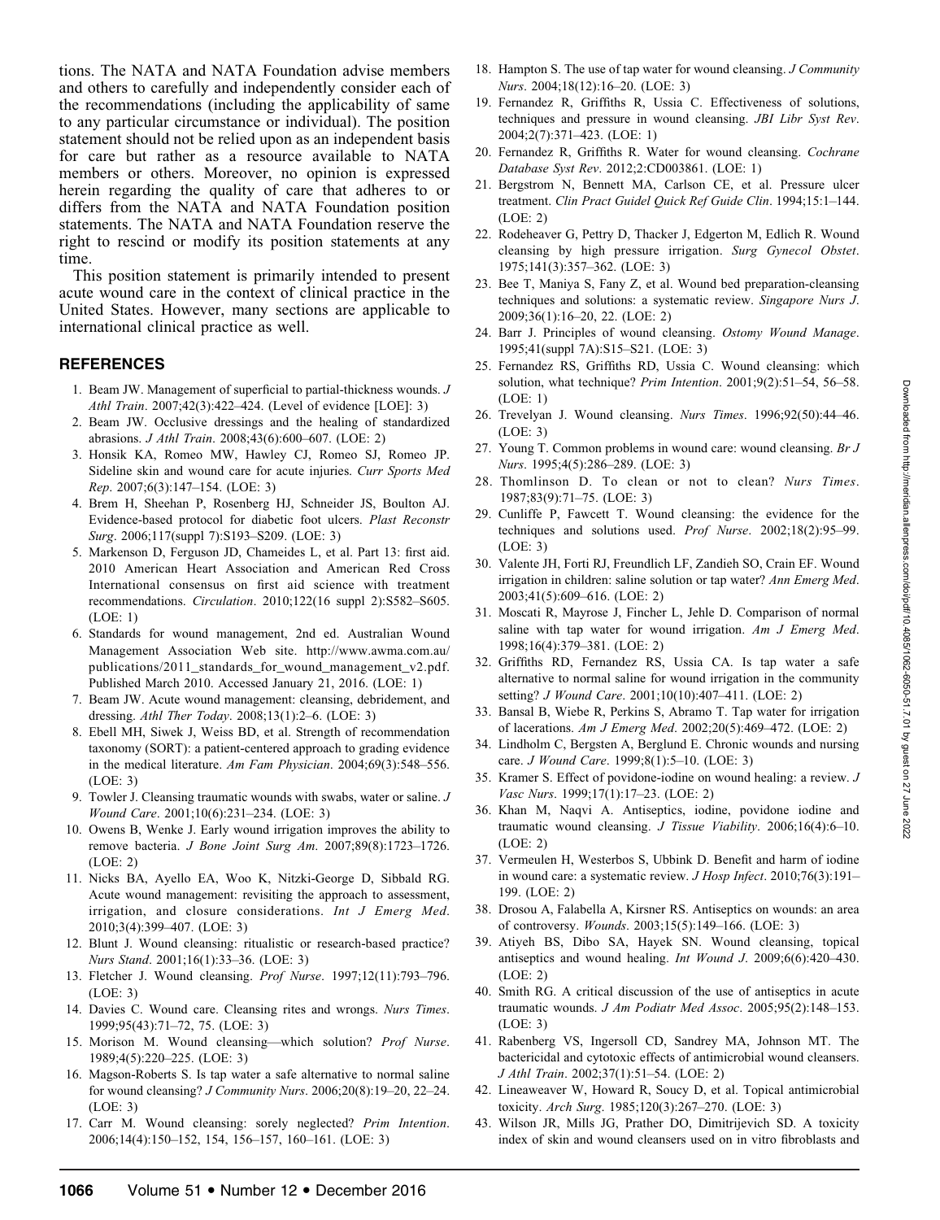tions. The NATA and NATA Foundation advise members and others to carefully and independently consider each of the recommendations (including the applicability of same to any particular circumstance or individual). The position statement should not be relied upon as an independent basis for care but rather as a resource available to NATA members or others. Moreover, no opinion is expressed herein regarding the quality of care that adheres to or differs from the NATA and NATA Foundation position statements. The NATA and NATA Foundation reserve the right to rescind or modify its position statements at any time.

This position statement is primarily intended to present acute wound care in the context of clinical practice in the United States. However, many sections are applicable to international clinical practice as well.

## REFERENCES

1. Beam JW. Management of superficial to partial-thickness wounds. *J Athl Train*. 2007;42(3):422–424. (Level of evidence [LOE]: 3)
2. Beam JW. Occlusive dressings and the healing of standardized abrasions. *J Athl Train*. 2008;43(6):600–607. (LOE: 2)
3. Honsik KA, Romeo MW, Hawley CJ, Romeo SJ, Romeo JP. Sideline skin and wound care for acute injuries. *Curr Sports Med Rep*. 2007;6(3):147–154. (LOE: 3)
4. Brem H, Sheehan P, Rosenberg HJ, Schneider JS, Boulton AJ. Evidence-based protocol for diabetic foot ulcers. *Plast Reconstr Surg*. 2006;117(suppl 7):S193–S209. (LOE: 3)
5. Markenson D, Ferguson JD, Chameides L, et al. Part 13: first aid. 2010 American Heart Association and American Red Cross International consensus on first aid science with treatment recommendations. *Circulation*. 2010;122(16 suppl 2):S582–S605. (LOE: 1)
6. Standards for wound management, 2nd ed. Australian Wound Management Association Web site. http://www.awma.com.au/publications/2011_standards_for_wound_management_v2.pdf. Published March 2010. Accessed January 21, 2016. (LOE: 1)
7. Beam JW. Acute wound management: cleansing, debridement, and dressing. *Athl Ther Today*. 2008;13(1):2–6. (LOE: 3)
8. Ebell MH, Siwek J, Weiss BD, et al. Strength of recommendation taxonomy (SORT): a patient-centered approach to grading evidence in the medical literature. *Am Fam Physician*. 2004;69(3):548–556. (LOE: 3)
9. Towler J. Cleansing traumatic wounds with swabs, water or saline. *J Wound Care*. 2001;10(6):231–234. (LOE: 3)
10. Owens B, Wenke J. Early wound irrigation improves the ability to remove bacteria. *J Bone Joint Surg Am*. 2007;89(8):1723–1726. (LOE: 2)
11. Nicks BA, Ayello EA, Woo K, Nitzki-George D, Sibbald RG. Acute wound management: revisiting the approach to assessment, irrigation, and closure considerations. *Int J Emerg Med*. 2010;3(4):399–407. (LOE: 3)
12. Blunt J. Wound cleansing: ritualistic or research-based practice? *Nurs Stand*. 2001;16(1):33–36. (LOE: 3)
13. Fletcher J. Wound cleansing. *Prof Nurse*. 1997;12(11):793–796. (LOE: 3)
14. Davies C. Wound care. Cleansing rites and wrongs. *Nurs Times*. 1999;95(43):71–72, 75. (LOE: 3)
15. Morison M. Wound cleansing—which solution? *Prof Nurse*. 1989;4(5):220–225. (LOE: 3)
16. Magson-Roberts S. Is tap water a safe alternative to normal saline for wound cleansing? *J Community Nurs*. 2006;20(8):19–20, 22–24. (LOE: 3)
17. Carr M. Wound cleansing: sorely neglected? *Prim Intention*. 2006;14(4):150–152, 154, 156–157, 160–161. (LOE: 3)
18. Hampton S. The use of tap water for wound cleansing. *J Community Nurs*. 2004;18(12):16–20. (LOE: 3)
19. Fernandez R, Griffiths R, Ussia C. Effectiveness of solutions, techniques and pressure in wound cleansing. *JBI Libr Syst Rev*. 2004;2(7):371–423. (LOE: 1)
20. Fernandez R, Griffiths R. Water for wound cleansing. *Cochrane Database Syst Rev*. 2012;2:CD003861. (LOE: 1)
21. Bergstrom N, Bennett MA, Carlson CE, et al. Pressure ulcer treatment. *Clin Pract Guidel Quick Ref Guide Clin*. 1994;15:1–144. (LOE: 2)
22. Rodeheaver G, Pettry D, Thacker J, Edgerton M, Edlich R. Wound cleansing by high pressure irrigation. *Surg Gynecol Obstet*. 1975;141(3):357–362. (LOE: 3)
23. Bee T, Maniya S, Fany Z, et al. Wound bed preparation-cleansing techniques and solutions: a systematic review. *Singapore Nurs J*. 2009;36(1):16–20, 22. (LOE: 2)
24. Barr J. Principles of wound cleansing. *Ostomy Wound Manage*. 1995;41(suppl 7A):S15–S21. (LOE: 3)
25. Fernandez RS, Griffiths RD, Ussia C. Wound cleansing: which solution, what technique? *Prim Intention*. 2001;9(2):51–54, 56–58. (LOE: 1)
26. Trevelyan J. Wound cleansing. *Nurs Times*. 1996;92(50):44–46. (LOE: 3)
27. Young T. Common problems in wound care: wound cleansing. *Br J Nurs*. 1995;4(5):286–289. (LOE: 3)
28. Thomlinson D. To clean or not to clean? *Nurs Times*. 1987;83(9):71–75. (LOE: 3)
29. Cunliffe P, Fawcett T. Wound cleansing: the evidence for the techniques and solutions used. *Prof Nurse*. 2002;18(2):95–99. (LOE: 3)
30. Valente JH, Forti RJ, Freundlich LF, Zandieh SO, Crain EF. Wound irrigation in children: saline solution or tap water? *Ann Emerg Med*. 2003;41(5):609–616. (LOE: 2)
31. Moscati R, Mayrose J, Fincher L, Jehle D. Comparison of normal saline with tap water for wound irrigation. *Am J Emerg Med*. 1998;16(4):379–381. (LOE: 2)
32. Griffiths RD, Fernandez RS, Ussia CA. Is tap water a safe alternative to normal saline for wound irrigation in the community setting? *J Wound Care*. 2001;10(10):407–411. (LOE: 2)
33. Bansal B, Wiebe R, Perkins S, Abramo T. Tap water for irrigation of lacerations. *Am J Emerg Med*. 2002;20(5):469–472. (LOE: 2)
34. Lindholm C, Bergsten A, Berglund E. Chronic wounds and nursing care. *J Wound Care*. 1999;8(1):5–10. (LOE: 3)
35. Kramer S. Effect of povidone-iodine on wound healing: a review. *J Vasc Nurs*. 1999;17(1):17–23. (LOE: 2)
36. Khan M, Naqvi A. Antiseptics, iodine, povidone iodine and traumatic wound cleansing. *J Tissue Viability*. 2006;16(4):6–10. (LOE: 2)
37. Vermeulen H, Westerbos S, Ubbink D. Benefit and harm of iodine in wound care: a systematic review. *J Hosp Infect*. 2010;76(3):191–199. (LOE: 2)
38. Drosou A, Falabella A, Kirsner RS. Antiseptics on wounds: an area of controversy. *Wounds*. 2003;15(5):149–166. (LOE: 3)
39. Atiyeh BS, Dibo SA, Hayek SN. Wound cleansing, topical antiseptics and wound healing. *Int Wound J*. 2009;6(6):420–430. (LOE: 2)
40. Smith RG. A critical discussion of the use of antiseptics in acute traumatic wounds. *J Am Podiatr Med Assoc*. 2005;95(2):148–153. (LOE: 3)
41. Rabenberg VS, Ingersoll CD, Sandrey MA, Johnson MT. The bactericidal and cytotoxic effects of antimicrobial wound cleansers. *J Athl Train*. 2002;37(1):51–54. (LOE: 2)
42. Lineaweaver W, Howard R, Soucy D, et al. Topical antimicrobial toxicity. *Arch Surg*. 1985;120(3):267–270. (LOE: 3)
43. Wilson JR, Mills JG, Prather DO, Dimitrijevich SD. A toxicity index of skin and wound cleansers used on in vitro fibroblasts and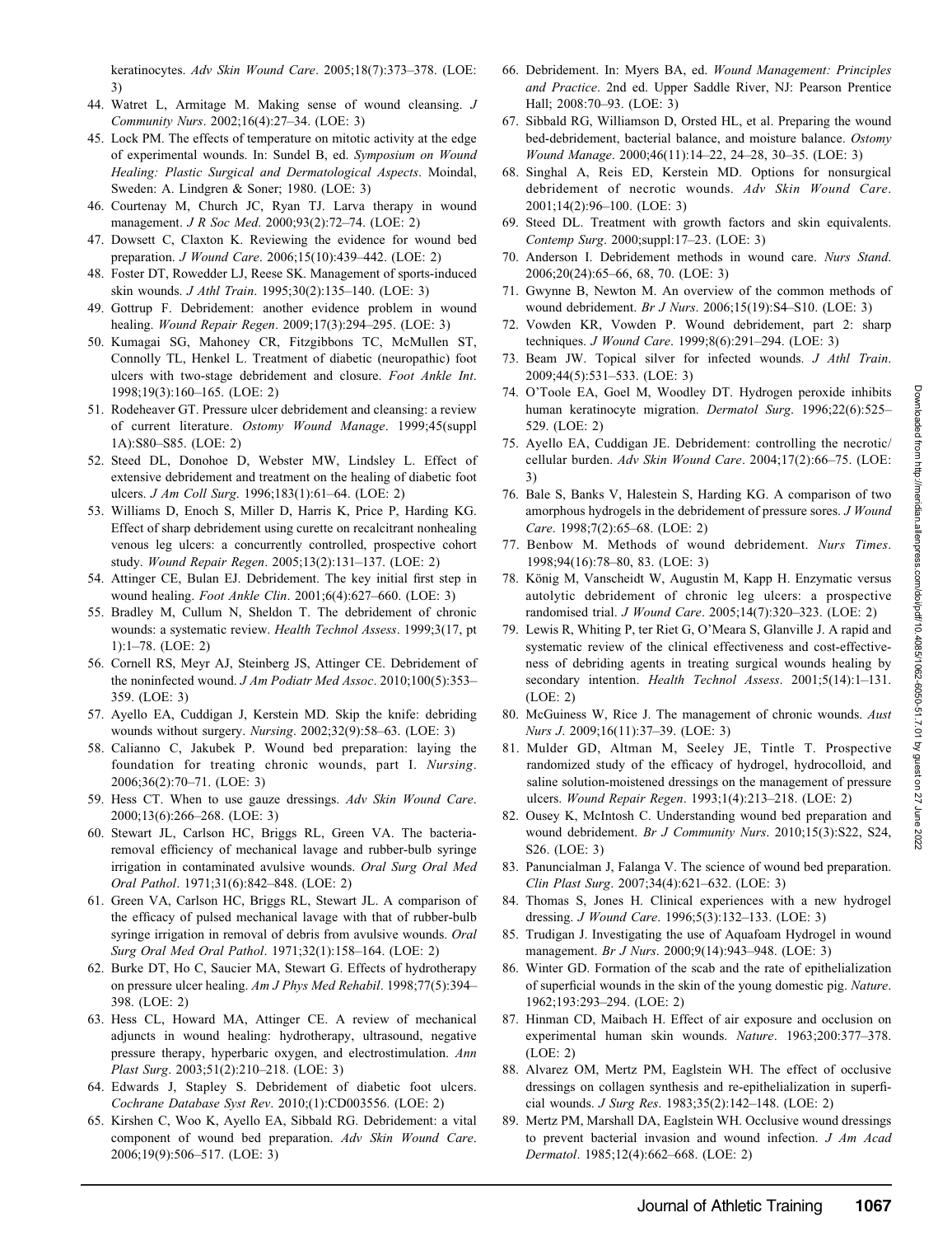keratinocytes. *Adv Skin Wound Care*. 2005;18(7):373–378. (LOE: 3)

44. Watret L, Armitage M. Making sense of wound cleansing. *J Community Nurs*. 2002;16(4):27–34. (LOE: 3)
45. Lock PM. The effects of temperature on mitotic activity at the edge of experimental wounds. In: Sundel B, ed. *Symposium on Wound Healing: Plastic Surgical and Dermatological Aspects*. Moindal, Sweden: A. Lindgren & Soner; 1980. (LOE: 3)
46. Courtenay M, Church JC, Ryan TJ. Larva therapy in wound management. *J R Soc Med*. 2000;93(2):72–74. (LOE: 2)
47. Dowsett C, Claxton K. Reviewing the evidence for wound bed preparation. *J Wound Care*. 2006;15(10):439–442. (LOE: 2)
48. Foster DT, Rowedder LJ, Reese SK. Management of sports-induced skin wounds. *J Athl Train*. 1995;30(2):135–140. (LOE: 3)
49. Gottrup F. Debridement: another evidence problem in wound healing. *Wound Repair Regen*. 2009;17(3):294–295. (LOE: 3)
50. Kumagai SG, Mahoney CR, Fitzgibbons TC, McMullen ST, Connolly TL, Henkel L. Treatment of diabetic (neuropathic) foot ulcers with two-stage debridement and closure. *Foot Ankle Int*. 1998;19(3):160–165. (LOE: 2)
51. Rodeheaver GT. Pressure ulcer debridement and cleansing: a review of current literature. *Ostomy Wound Manage*. 1999;45(suppl 1A):S80–S85. (LOE: 2)
52. Steed DL, Donohoe D, Webster MW, Lindsley L. Effect of extensive debridement and treatment on the healing of diabetic foot ulcers. *J Am Coll Surg*. 1996;183(1):61–64. (LOE: 2)
53. Williams D, Enoch S, Miller D, Harris K, Price P, Harding KG. Effect of sharp debridement using curette on recalcitrant nonhealing venous leg ulcers: a concurrently controlled, prospective cohort study. *Wound Repair Regen*. 2005;13(2):131–137. (LOE: 2)
54. Attinger CE, Bulan EJ. Debridement. The key initial first step in wound healing. *Foot Ankle Clin*. 2001;6(4):627–660. (LOE: 3)
55. Bradley M, Cullum N, Sheldon T. The debridement of chronic wounds: a systematic review. *Health Technol Assess*. 1999;3(17, pt 1):1–78. (LOE: 2)
56. Cornell RS, Meyr AJ, Steinberg JS, Attinger CE. Debridement of the noninfected wound. *J Am Podiatr Med Assoc*. 2010;100(5):353–359. (LOE: 3)
57. Ayello EA, Cuddigan J, Kerstein MD. Skip the knife: debriding wounds without surgery. *Nursing*. 2002;32(9):58–63. (LOE: 3)
58. Calianno C, Jakubek P. Wound bed preparation: laying the foundation for treating chronic wounds, part I. *Nursing*. 2006;36(2):70–71. (LOE: 3)
59. Hess CT. When to use gauze dressings. *Adv Skin Wound Care*. 2000;13(6):266–268. (LOE: 3)
60. Stewart JL, Carlson HC, Briggs RL, Green VA. The bacteria-removal efficiency of mechanical lavage and rubber-bulb syringe irrigation in contaminated avulsive wounds. *Oral Surg Oral Med Oral Pathol*. 1971;31(6):842–848. (LOE: 2)
61. Green VA, Carlson HC, Briggs RL, Stewart JL. A comparison of the efficacy of pulsed mechanical lavage with that of rubber-bulb syringe irrigation in removal of debris from avulsive wounds. *Oral Surg Oral Med Oral Pathol*. 1971;32(1):158–164. (LOE: 2)
62. Burke DT, Ho C, Saucier MA, Stewart G. Effects of hydrotherapy on pressure ulcer healing. *Am J Phys Med Rehabil*. 1998;77(5):394–398. (LOE: 2)
63. Hess CL, Howard MA, Attinger CE. A review of mechanical adjuncts in wound healing: hydrotherapy, ultrasound, negative pressure therapy, hyperbaric oxygen, and electrostimulation. *Ann Plast Surg*. 2003;51(2):210–218. (LOE: 3)
64. Edwards J, Stapley S. Debridement of diabetic foot ulcers. *Cochrane Database Syst Rev*. 2010;(1):CD003556. (LOE: 2)
65. Kirshen C, Woo K, Ayello EA, Sibbald RG. Debridement: a vital component of wound bed preparation. *Adv Skin Wound Care*. 2006;19(9):506–517. (LOE: 3)
66. Debridement. In: Myers BA, ed. *Wound Management: Principles and Practice*. 2nd ed. Upper Saddle River, NJ: Pearson Prentice Hall; 2008:70–93. (LOE: 3)
67. Sibbald RG, Williamson D, Orsted HL, et al. Preparing the wound bed-debridement, bacterial balance, and moisture balance. *Ostomy Wound Manage*. 2000;46(11):14–22, 24–28, 30–35. (LOE: 3)
68. Singhal A, Reis ED, Kerstein MD. Options for nonsurgical debridement of necrotic wounds. *Adv Skin Wound Care*. 2001;14(2):96–100. (LOE: 3)
69. Steed DL. Treatment with growth factors and skin equivalents. *Contemp Surg*. 2000;suppl:17–23. (LOE: 3)
70. Anderson I. Debridement methods in wound care. *Nurs Stand*. 2006;20(24):65–66, 68, 70. (LOE: 3)
71. Gwynne B, Newton M. An overview of the common methods of wound debridement. *Br J Nurs*. 2006;15(19):S4–S10. (LOE: 3)
72. Vowden KR, Vowden P. Wound debridement, part 2: sharp techniques. *J Wound Care*. 1999;8(6):291–294. (LOE: 3)
73. Beam JW. Topical silver for infected wounds. *J Athl Train*. 2009;44(5):531–533. (LOE: 3)
74. O'Toole EA, Goel M, Woodley DT. Hydrogen peroxide inhibits human keratinocyte migration. *Dermatol Surg*. 1996;22(6):525–529. (LOE: 2)
75. Ayello EA, Cuddigan JE. Debridement: controlling the necrotic/cellular burden. *Adv Skin Wound Care*. 2004;17(2):66–75. (LOE: 3)
76. Bale S, Banks V, Halestein S, Harding KG. A comparison of two amorphous hydrogels in the debridement of pressure sores. *J Wound Care*. 1998;7(2):65–68. (LOE: 2)
77. Benbow M. Methods of wound debridement. *Nurs Times*. 1998;94(16):78–80, 83. (LOE: 3)
78. König M, Vanscheidt W, Augustin M, Kapp H. Enzymatic versus autolytic debridement of chronic leg ulcers: a prospective randomised trial. *J Wound Care*. 2005;14(7):320–323. (LOE: 2)
79. Lewis R, Whiting P, ter Riet G, O'Meara S, Glanville J. A rapid and systematic review of the clinical effectiveness and cost-effectiveness of debriding agents in treating surgical wounds healing by secondary intention. *Health Technol Assess*. 2001;5(14):1–131. (LOE: 2)
80. McGuiness W, Rice J. The management of chronic wounds. *Aust Nurs J*. 2009;16(11):37–39. (LOE: 3)
81. Mulder GD, Altman M, Seeley JE, Tintle T. Prospective randomized study of the efficacy of hydrogel, hydrocolloid, and saline solution-moistened dressings on the management of pressure ulcers. *Wound Repair Regen*. 1993;1(4):213–218. (LOE: 2)
82. Ousey K, McIntosh C. Understanding wound bed preparation and wound debridement. *Br J Community Nurs*. 2010;15(3):S22, S24, S26. (LOE: 3)
83. Panuncialman J, Falanga V. The science of wound bed preparation. *Clin Plast Surg*. 2007;34(4):621–632. (LOE: 3)
84. Thomas S, Jones H. Clinical experiences with a new hydrogel dressing. *J Wound Care*. 1996;5(3):132–133. (LOE: 3)
85. Trudigan J. Investigating the use of Aquafoam Hydrogel in wound management. *Br J Nurs*. 2000;9(14):943–948. (LOE: 3)
86. Winter GD. Formation of the scab and the rate of epithelialization of superficial wounds in the skin of the young domestic pig. *Nature*. 1962;193:293–294. (LOE: 2)
87. Hinman CD, Maibach H. Effect of air exposure and occlusion on experimental human skin wounds. *Nature*. 1963;200:377–378. (LOE: 2)
88. Alvarez OM, Mertz PM, Eaglstein WH. The effect of occlusive dressings on collagen synthesis and re-epithelialization in superficial wounds. *J Surg Res*. 1983;35(2):142–148. (LOE: 2)
89. Mertz PM, Marshall DA, Eaglstein WH. Occlusive wound dressings to prevent bacterial invasion and wound infection. *J Am Acad Dermatol*. 1985;12(4):662–668. (LOE: 2)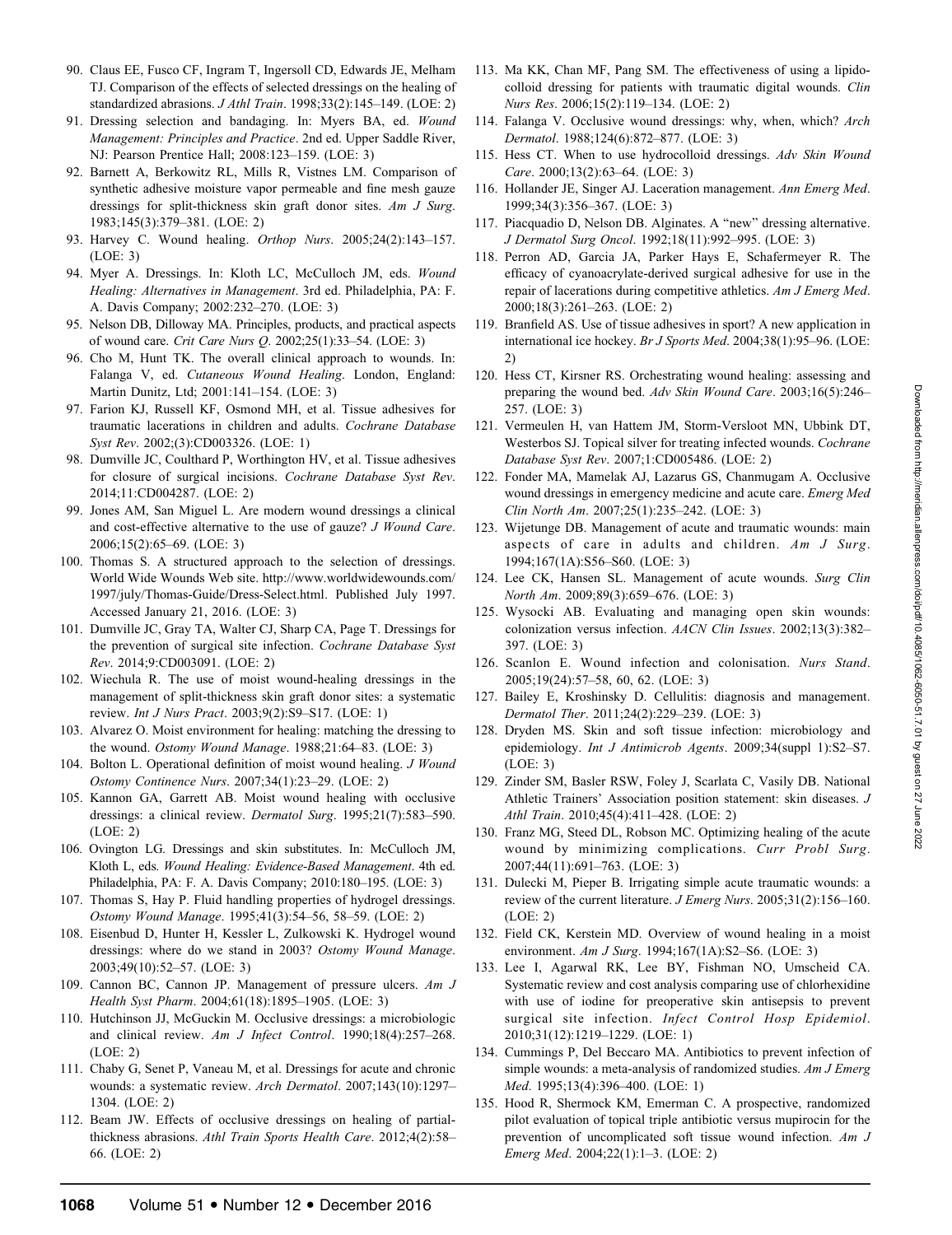90. Claus EE, Fusco CF, Ingram T, Ingersoll CD, Edwards JE, Melham TJ. Comparison of the effects of selected dressings on the healing of standardized abrasions. *J Athl Train*. 1998;33(2):145–149. (LOE: 2)
91. Dressing selection and bandaging. In: Myers BA, ed. *Wound Management: Principles and Practice*. 2nd ed. Upper Saddle River, NJ: Pearson Prentice Hall; 2008:123–159. (LOE: 3)
92. Barnett A, Berkowitz RL, Mills R, Vistnes LM. Comparison of synthetic adhesive moisture vapor permeable and fine mesh gauze dressings for split-thickness skin graft donor sites. *Am J Surg*. 1983;145(3):379–381. (LOE: 2)
93. Harvey C. Wound healing. *Orthop Nurs*. 2005;24(2):143–157. (LOE: 3)
94. Myer A. Dressings. In: Kloth LC, McCulloch JM, eds. *Wound Healing: Alternatives in Management*. 3rd ed. Philadelphia, PA: F. A. Davis Company; 2002:232–270. (LOE: 3)
95. Nelson DB, Dilloway MA. Principles, products, and practical aspects of wound care. *Crit Care Nurs Q*. 2002;25(1):33–54. (LOE: 3)
96. Cho M, Hunt TK. The overall clinical approach to wounds. In: Falanga V, ed. *Cutaneous Wound Healing*. London, England: Martin Dunitz, Ltd; 2001:141–154. (LOE: 3)
97. Farion KJ, Russell KF, Osmond MH, et al. Tissue adhesives for traumatic lacerations in children and adults. *Cochrane Database Syst Rev*. 2002;(3):CD003326. (LOE: 1)
98. Dumville JC, Coulthard P, Worthington HV, et al. Tissue adhesives for closure of surgical incisions. *Cochrane Database Syst Rev*. 2014;11:CD004287. (LOE: 2)
99. Jones AM, San Miguel L. Are modern wound dressings a clinical and cost-effective alternative to the use of gauze? *J Wound Care*. 2006;15(2):65–69. (LOE: 3)
100. Thomas S. A structured approach to the selection of dressings. World Wide Wounds Web site. http://www.worldwidewounds.com/1997/july/Thomas-Guide/Dress-Select.html. Published July 1997. Accessed January 21, 2016. (LOE: 3)
101. Dumville JC, Gray TA, Walter CJ, Sharp CA, Page T. Dressings for the prevention of surgical site infection. *Cochrane Database Syst Rev*. 2014;9:CD003091. (LOE: 2)
102. Wiechula R. The use of moist wound-healing dressings in the management of split-thickness skin graft donor sites: a systematic review. *Int J Nurs Pract*. 2003;9(2):S9–S17. (LOE: 1)
103. Alvarez O. Moist environment for healing: matching the dressing to the wound. *Ostomy Wound Manage*. 1988;21:64–83. (LOE: 3)
104. Bolton L. Operational definition of moist wound healing. *J Wound Ostomy Continence Nurs*. 2007;34(1):23–29. (LOE: 2)
105. Kannon GA, Garrett AB. Moist wound healing with occlusive dressings: a clinical review. *Dermatol Surg*. 1995;21(7):583–590. (LOE: 2)
106. Ovington LG. Dressings and skin substitutes. In: McCulloch JM, Kloth L, eds. *Wound Healing: Evidence-Based Management*. 4th ed. Philadelphia, PA: F. A. Davis Company; 2010:180–195. (LOE: 3)
107. Thomas S, Hay P. Fluid handling properties of hydrogel dressings. *Ostomy Wound Manage*. 1995;41(3):54–56, 58–59. (LOE: 2)
108. Eisenbud D, Hunter H, Kessler L, Zulkowski K. Hydrogel wound dressings: where do we stand in 2003? *Ostomy Wound Manage*. 2003;49(10):52–57. (LOE: 3)
109. Cannon BC, Cannon JP. Management of pressure ulcers. *Am J Health Syst Pharm*. 2004;61(18):1895–1905. (LOE: 3)
110. Hutchinson JJ, McGuckin M. Occlusive dressings: a microbiologic and clinical review. *Am J Infect Control*. 1990;18(4):257–268. (LOE: 2)
111. Chaby G, Senet P, Vaneau M, et al. Dressings for acute and chronic wounds: a systematic review. *Arch Dermatol*. 2007;143(10):1297–1304. (LOE: 2)
112. Beam JW. Effects of occlusive dressings on healing of partial-thickness abrasions. *Athl Train Sports Health Care*. 2012;4(2):58–66. (LOE: 2)
113. Ma KK, Chan MF, Pang SM. The effectiveness of using a lipido-colloid dressing for patients with traumatic digital wounds. *Clin Nurs Res*. 2006;15(2):119–134. (LOE: 2)
114. Falanga V. Occlusive wound dressings: why, when, which? *Arch Dermatol*. 1988;124(6):872–877. (LOE: 3)
115. Hess CT. When to use hydrocolloid dressings. *Adv Skin Wound Care*. 2000;13(2):63–64. (LOE: 3)
116. Hollander JE, Singer AJ. Laceration management. *Ann Emerg Med*. 1999;34(3):356–367. (LOE: 3)
117. Piacquadio D, Nelson DB. Alginates. A "new" dressing alternative. *J Dermatol Surg Oncol*. 1992;18(11):992–995. (LOE: 3)
118. Perron AD, Garcia JA, Parker Hays E, Schafermeyer R. The efficacy of cyanoacrylate-derived surgical adhesive for use in the repair of lacerations during competitive athletics. *Am J Emerg Med*. 2000;18(3):261–263. (LOE: 2)
119. Branfield AS. Use of tissue adhesives in sport? A new application in international ice hockey. *Br J Sports Med*. 2004;38(1):95–96. (LOE: 2)
120. Hess CT, Kirsner RS. Orchestrating wound healing: assessing and preparing the wound bed. *Adv Skin Wound Care*. 2003;16(5):246–257. (LOE: 3)
121. Vermeulen H, van Hattem JM, Storm-Versloot MN, Ubbink DT, Westerbos SJ. Topical silver for treating infected wounds. *Cochrane Database Syst Rev*. 2007;1:CD005486. (LOE: 2)
122. Fonder MA, Mamelak AJ, Lazarus GS, Chanmugam A. Occlusive wound dressings in emergency medicine and acute care. *Emerg Med Clin North Am*. 2007;25(1):235–242. (LOE: 3)
123. Wijetunge DB. Management of acute and traumatic wounds: main aspects of care in adults and children. *Am J Surg*. 1994;167(1A):S56–S60. (LOE: 3)
124. Lee CK, Hansen SL. Management of acute wounds. *Surg Clin North Am*. 2009;89(3):659–676. (LOE: 3)
125. Wysocki AB. Evaluating and managing open skin wounds: colonization versus infection. *AACN Clin Issues*. 2002;13(3):382–397. (LOE: 3)
126. Scanlon E. Wound infection and colonisation. *Nurs Stand*. 2005;19(24):57–58, 60, 62. (LOE: 3)
127. Bailey E, Kroshinsky D. Cellulitis: diagnosis and management. *Dermatol Ther*. 2011;24(2):229–239. (LOE: 3)
128. Dryden MS. Skin and soft tissue infection: microbiology and epidemiology. *Int J Antimicrob Agents*. 2009;34(suppl 1):S2–S7. (LOE: 3)
129. Zinder SM, Basler RSW, Foley J, Scarlata C, Vasily DB. National Athletic Trainers' Association position statement: skin diseases. *J Athl Train*. 2010;45(4):411–428. (LOE: 2)
130. Franz MG, Steed DL, Robson MC. Optimizing healing of the acute wound by minimizing complications. *Curr Probl Surg*. 2007;44(11):691–763. (LOE: 3)
131. Dulecki M, Pieper B. Irrigating simple acute traumatic wounds: a review of the current literature. *J Emerg Nurs*. 2005;31(2):156–160. (LOE: 2)
132. Field CK, Kerstein MD. Overview of wound healing in a moist environment. *Am J Surg*. 1994;167(1A):S2–S6. (LOE: 3)
133. Lee I, Agarwal RK, Lee BY, Fishman NO, Umscheid CA. Systematic review and cost analysis comparing use of chlorhexidine with use of iodine for preoperative skin antisepsis to prevent surgical site infection. *Infect Control Hosp Epidemiol*. 2010;31(12):1219–1229. (LOE: 1)
134. Cummings P, Del Beccaro MA. Antibiotics to prevent infection of simple wounds: a meta-analysis of randomized studies. *Am J Emerg Med*. 1995;13(4):396–400. (LOE: 1)
135. Hood R, Shermock KM, Emerman C. A prospective, randomized pilot evaluation of topical triple antibiotic versus mupirocin for the prevention of uncomplicated soft tissue wound infection. *Am J Emerg Med*. 2004;22(1):1–3. (LOE: 2)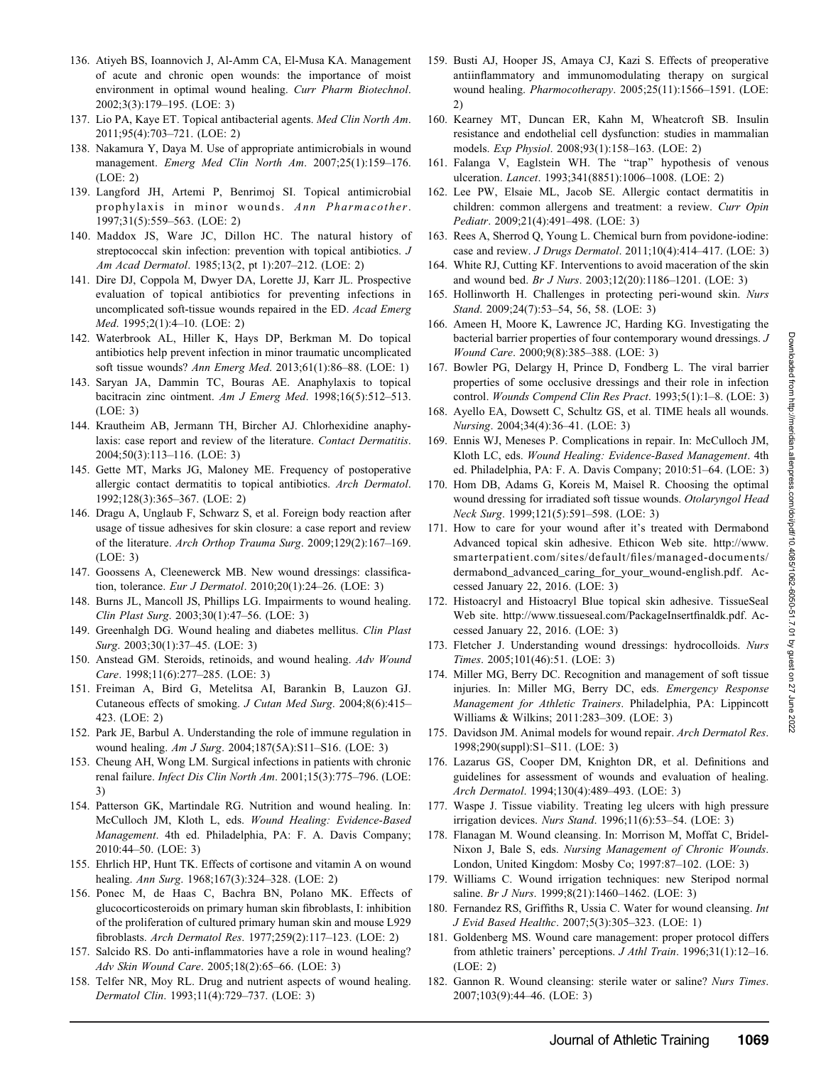136. Atiyeh BS, Ioannovich J, Al-Amm CA, El-Musa KA. Management of acute and chronic open wounds: the importance of moist environment in optimal wound healing. *Curr Pharm Biotechnol*. 2002;3(3):179–195. (LOE: 3)
137. Lio PA, Kaye ET. Topical antibacterial agents. *Med Clin North Am*. 2011;95(4):703–721. (LOE: 2)
138. Nakamura Y, Daya M. Use of appropriate antimicrobials in wound management. *Emerg Med Clin North Am*. 2007;25(1):159–176. (LOE: 2)
139. Langford JH, Artemi P, Benrimoj SI. Topical antimicrobial prophylaxis in minor wounds. *Ann Pharmacother*. 1997;31(5):559–563. (LOE: 2)
140. Maddox JS, Ware JC, Dillon HC. The natural history of streptococcal skin infection: prevention with topical antibiotics. *J Am Acad Dermatol*. 1985;13(2, pt 1):207–212. (LOE: 2)
141. Dire DJ, Coppola M, Dwyer DA, Lorette JJ, Karr JL. Prospective evaluation of topical antibiotics for preventing infections in uncomplicated soft-tissue wounds repaired in the ED. *Acad Emerg Med*. 1995;2(1):4–10. (LOE: 2)
142. Waterbrook AL, Hiller K, Hays DP, Berkman M. Do topical antibiotics help prevent infection in minor traumatic uncomplicated soft tissue wounds? *Ann Emerg Med*. 2013;61(1):86–88. (LOE: 1)
143. Saryan JA, Dammin TC, Bouras AE. Anaphylaxis to topical bacitracin zinc ointment. *Am J Emerg Med*. 1998;16(5):512–513. (LOE: 3)
144. Krautheim AB, Jermann TH, Bircher AJ. Chlorhexidine anaphylaxis: case report and review of the literature. *Contact Dermatitis*. 2004;50(3):113–116. (LOE: 3)
145. Gette MT, Marks JG, Maloney ME. Frequency of postoperative allergic contact dermatitis to topical antibiotics. *Arch Dermatol*. 1992;128(3):365–367. (LOE: 2)
146. Dragu A, Unglaub F, Schwarz S, et al. Foreign body reaction after usage of tissue adhesives for skin closure: a case report and review of the literature. *Arch Orthop Trauma Surg*. 2009;129(2):167–169. (LOE: 3)
147. Goossens A, Cleenewerck MB. New wound dressings: classification, tolerance. *Eur J Dermatol*. 2010;20(1):24–26. (LOE: 3)
148. Burns JL, Mancoll JS, Phillips LG. Impairments to wound healing. *Clin Plast Surg*. 2003;30(1):47–56. (LOE: 3)
149. Greenhalgh DG. Wound healing and diabetes mellitus. *Clin Plast Surg*. 2003;30(1):37–45. (LOE: 3)
150. Anstead GM. Steroids, retinoids, and wound healing. *Adv Wound Care*. 1998;11(6):277–285. (LOE: 3)
151. Freiman A, Bird G, Metelitsa AI, Barankin B, Lauzon GJ. Cutaneous effects of smoking. *J Cutan Med Surg*. 2004;8(6):415–423. (LOE: 2)
152. Park JE, Barbul A. Understanding the role of immune regulation in wound healing. *Am J Surg*. 2004;187(5A):S11–S16. (LOE: 3)
153. Cheung AH, Wong LM. Surgical infections in patients with chronic renal failure. *Infect Dis Clin North Am*. 2001;15(3):775–796. (LOE: 3)
154. Patterson GK, Martindale RG. Nutrition and wound healing. In: McCulloch JM, Kloth L, eds. *Wound Healing: Evidence-Based Management*. 4th ed. Philadelphia, PA: F. A. Davis Company; 2010:44–50. (LOE: 3)
155. Ehrlich HP, Hunt TK. Effects of cortisone and vitamin A on wound healing. *Ann Surg*. 1968;167(3):324–328. (LOE: 2)
156. Ponec M, de Haas C, Bachra BN, Polano MK. Effects of glucocorticosteroids on primary human skin fibroblasts, I: inhibition of the proliferation of cultured primary human skin and mouse L929 fibroblasts. *Arch Dermatol Res*. 1977;259(2):117–123. (LOE: 2)
157. Salcido RS. Do anti-inflammatories have a role in wound healing? *Adv Skin Wound Care*. 2005;18(2):65–66. (LOE: 3)
158. Telfer NR, Moy RL. Drug and nutrient aspects of wound healing. *Dermatol Clin*. 1993;11(4):729–737. (LOE: 3)
159. Busti AJ, Hooper JS, Amaya CJ, Kazi S. Effects of preoperative antiinflammatory and immunomodulating therapy on surgical wound healing. *Pharmocotherapy*. 2005;25(11):1566–1591. (LOE: 2)
160. Kearney MT, Duncan ER, Kahn M, Wheatcroft SB. Insulin resistance and endothelial cell dysfunction: studies in mammalian models. *Exp Physiol*. 2008;93(1):158–163. (LOE: 2)
161. Falanga V, Eaglstein WH. The "trap" hypothesis of venous ulceration. *Lancet*. 1993;341(8851):1006–1008. (LOE: 2)
162. Lee PW, Elsaie ML, Jacob SE. Allergic contact dermatitis in children: common allergens and treatment: a review. *Curr Opin Pediatr*. 2009;21(4):491–498. (LOE: 3)
163. Rees A, Sherrod Q, Young L. Chemical burn from povidone-iodine: case and review. *J Drugs Dermatol*. 2011;10(4):414–417. (LOE: 3)
164. White RJ, Cutting KF. Interventions to avoid maceration of the skin and wound bed. *Br J Nurs*. 2003;12(20):1186–1201. (LOE: 3)
165. Hollinworth H. Challenges in protecting peri-wound skin. *Nurs Stand*. 2009;24(7):53–54, 56, 58. (LOE: 3)
166. Ameen H, Moore K, Lawrence JC, Harding KG. Investigating the bacterial barrier properties of four contemporary wound dressings. *J Wound Care*. 2000;9(8):385–388. (LOE: 3)
167. Bowler PG, Delargy H, Prince D, Fondberg L. The viral barrier properties of some occlusive dressings and their role in infection control. *Wounds Compend Clin Res Pract*. 1993;5(1):1–8. (LOE: 3)
168. Ayello EA, Dowsett C, Schultz GS, et al. TIME heals all wounds. *Nursing*. 2004;34(4):36–41. (LOE: 3)
169. Ennis WJ, Meneses P. Complications in repair. In: McCulloch JM, Kloth LC, eds. *Wound Healing: Evidence-Based Management*. 4th ed. Philadelphia, PA: F. A. Davis Company; 2010:51–64. (LOE: 3)
170. Hom DB, Adams G, Koreis M, Maisel R. Choosing the optimal wound dressing for irradiated soft tissue wounds. *Otolaryngol Head Neck Surg*. 1999;121(5):591–598. (LOE: 3)
171. How to care for your wound after it's treated with Dermabond Advanced topical skin adhesive. Ethicon Web site. http://www.smarterpatient.com/sites/default/files/managed-documents/dermabond_advanced_caring_for_your_wound-english.pdf. Accessed January 22, 2016. (LOE: 3)
172. Histoacryl and Histoacryl Blue topical skin adhesive. TissueSeal Web site. http://www.tissueseal.com/PackageInsertfinaldk.pdf. Accessed January 22, 2016. (LOE: 3)
173. Fletcher J. Understanding wound dressings: hydrocolloids. *Nurs Times*. 2005;101(46):51. (LOE: 3)
174. Miller MG, Berry DC. Recognition and management of soft tissue injuries. In: Miller MG, Berry DC, eds. *Emergency Response Management for Athletic Trainers*. Philadelphia, PA: Lippincott Williams & Wilkins; 2011:283–309. (LOE: 3)
175. Davidson JM. Animal models for wound repair. *Arch Dermatol Res*. 1998;290(suppl):S1–S11. (LOE: 3)
176. Lazarus GS, Cooper DM, Knighton DR, et al. Definitions and guidelines for assessment of wounds and evaluation of healing. *Arch Dermatol*. 1994;130(4):489–493. (LOE: 3)
177. Waspe J. Tissue viability. Treating leg ulcers with high pressure irrigation devices. *Nurs Stand*. 1996;11(6):53–54. (LOE: 3)
178. Flanagan M. Wound cleansing. In: Morrison M, Moffat C, Bridel-Nixon J, Bale S, eds. *Nursing Management of Chronic Wounds*. London, United Kingdom: Mosby Co; 1997:87–102. (LOE: 3)
179. Williams C. Wound irrigation techniques: new Steripod normal saline. *Br J Nurs*. 1999;8(21):1460–1462. (LOE: 3)
180. Fernandez RS, Griffiths R, Ussia C. Water for wound cleansing. *Int J Evid Based Healthc*. 2007;5(3):305–323. (LOE: 1)
181. Goldenberg MS. Wound care management: proper protocol differs from athletic trainers' perceptions. *J Athl Train*. 1996;31(1):12–16. (LOE: 2)
182. Gannon R. Wound cleansing: sterile water or saline? *Nurs Times*. 2007;103(9):44–46. (LOE: 3)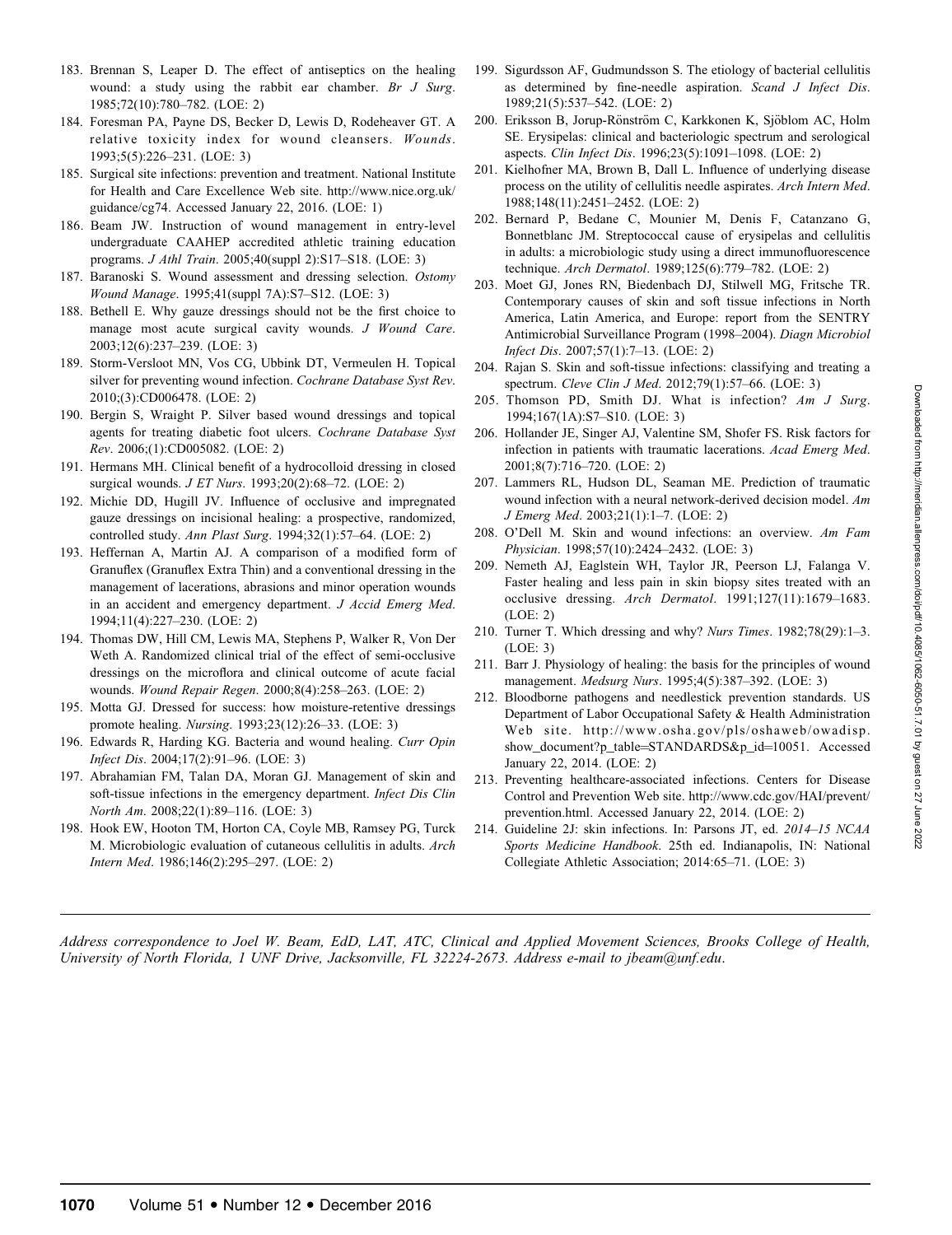183. Brennan S, Leaper D. The effect of antiseptics on the healing wound: a study using the rabbit ear chamber. *Br J Surg*. 1985;72(10):780–782. (LOE: 2)
184. Foresman PA, Payne DS, Becker D, Lewis D, Rodeheaver GT. A relative toxicity index for wound cleansers. *Wounds*. 1993;5(5):226–231. (LOE: 3)
185. Surgical site infections: prevention and treatment. National Institute for Health and Care Excellence Web site. http://www.nice.org.uk/guidance/cg74. Accessed January 22, 2016. (LOE: 1)
186. Beam JW. Instruction of wound management in entry-level undergraduate CAAHEP accredited athletic training education programs. *J Athl Train*. 2005;40(suppl 2):S17–S18. (LOE: 3)
187. Baranoski S. Wound assessment and dressing selection. *Ostomy Wound Manage*. 1995;41(suppl 7A):S7–S12. (LOE: 3)
188. Bethell E. Why gauze dressings should not be the first choice to manage most acute surgical cavity wounds. *J Wound Care*. 2003;12(6):237–239. (LOE: 3)
189. Storm-Versloot MN, Vos CG, Ubbink DT, Vermeulen H. Topical silver for preventing wound infection. *Cochrane Database Syst Rev*. 2010;(3):CD006478. (LOE: 2)
190. Bergin S, Wraight P. Silver based wound dressings and topical agents for treating diabetic foot ulcers. *Cochrane Database Syst Rev*. 2006;(1):CD005082. (LOE: 2)
191. Hermans MH. Clinical benefit of a hydrocolloid dressing in closed surgical wounds. *J ET Nurs*. 1993;20(2):68–72. (LOE: 2)
192. Michie DD, Hugill JV. Influence of occlusive and impregnated gauze dressings on incisional healing: a prospective, randomized, controlled study. *Ann Plast Surg*. 1994;32(1):57–64. (LOE: 2)
193. Heffernan A, Martin AJ. A comparison of a modified form of Granuflex (Granuflex Extra Thin) and a conventional dressing in the management of lacerations, abrasions and minor operation wounds in an accident and emergency department. *J Accid Emerg Med*. 1994;11(4):227–230. (LOE: 2)
194. Thomas DW, Hill CM, Lewis MA, Stephens P, Walker R, Von Der Weth A. Randomized clinical trial of the effect of semi-occlusive dressings on the microflora and clinical outcome of acute facial wounds. *Wound Repair Regen*. 2000;8(4):258–263. (LOE: 2)
195. Motta GJ. Dressed for success: how moisture-retentive dressings promote healing. *Nursing*. 1993;23(12):26–33. (LOE: 3)
196. Edwards R, Harding KG. Bacteria and wound healing. *Curr Opin Infect Dis*. 2004;17(2):91–96. (LOE: 3)
197. Abrahamian FM, Talan DA, Moran GJ. Management of skin and soft-tissue infections in the emergency department. *Infect Dis Clin North Am*. 2008;22(1):89–116. (LOE: 3)
198. Hook EW, Hooton TM, Horton CA, Coyle MB, Ramsey PG, Turck M. Microbiologic evaluation of cutaneous cellulitis in adults. *Arch Intern Med*. 1986;146(2):295–297. (LOE: 2)
199. Sigurdsson AF, Gudmundsson S. The etiology of bacterial cellulitis as determined by fine-needle aspiration. *Scand J Infect Dis*. 1989;21(5):537–542. (LOE: 2)
200. Eriksson B, Jorup-Rönström C, Karkkonen K, Sjöblom AC, Holm SE. Erysipelas: clinical and bacteriologic spectrum and serological aspects. *Clin Infect Dis*. 1996;23(5):1091–1098. (LOE: 2)
201. Kielhofner MA, Brown B, Dall L. Influence of underlying disease process on the utility of cellulitis needle aspirates. *Arch Intern Med*. 1988;148(11):2451–2452. (LOE: 2)
202. Bernard P, Bedane C, Mounier M, Denis F, Catanzano G, Bonnetblanc JM. Streptococcal cause of erysipelas and cellulitis in adults: a microbiologic study using a direct immunofluorescence technique. *Arch Dermatol*. 1989;125(6):779–782. (LOE: 2)
203. Moet GJ, Jones RN, Biedenbach DJ, Stilwell MG, Fritsche TR. Contemporary causes of skin and soft tissue infections in North America, Latin America, and Europe: report from the SENTRY Antimicrobial Surveillance Program (1998–2004). *Diagn Microbiol Infect Dis*. 2007;57(1):7–13. (LOE: 2)
204. Rajan S. Skin and soft-tissue infections: classifying and treating a spectrum. *Cleve Clin J Med*. 2012;79(1):57–66. (LOE: 3)
205. Thomson PD, Smith DJ. What is infection? *Am J Surg*. 1994;167(1A):S7–S10. (LOE: 3)
206. Hollander JE, Singer AJ, Valentine SM, Shofer FS. Risk factors for infection in patients with traumatic lacerations. *Acad Emerg Med*. 2001;8(7):716–720. (LOE: 2)
207. Lammers RL, Hudson DL, Seaman ME. Prediction of traumatic wound infection with a neural network-derived decision model. *Am J Emerg Med*. 2003;21(1):1–7. (LOE: 2)
208. O'Dell M. Skin and wound infections: an overview. *Am Fam Physician*. 1998;57(10):2424–2432. (LOE: 3)
209. Nemeth AJ, Eaglstein WH, Taylor JR, Peerson LJ, Falanga V. Faster healing and less pain in skin biopsy sites treated with an occlusive dressing. *Arch Dermatol*. 1991;127(11):1679–1683. (LOE: 2)
210. Turner T. Which dressing and why? *Nurs Times*. 1982;78(29):1–3. (LOE: 3)
211. Barr J. Physiology of healing: the basis for the principles of wound management. *Medsurg Nurs*. 1995;4(5):387–392. (LOE: 3)
212. Bloodborne pathogens and needlestick prevention standards. US Department of Labor Occupational Safety & Health Administration Web site. http://www.osha.gov/pls/oshaweb/owadisp.show_document?p_table=STANDARDS&p_id=10051. Accessed January 22, 2014. (LOE: 2)
213. Preventing healthcare-associated infections. Centers for Disease Control and Prevention Web site. http://www.cdc.gov/HAI/prevent/prevention.html. Accessed January 22, 2014. (LOE: 2)
214. Guideline 2J: skin infections. In: Parsons JT, ed. *2014–15 NCAA Sports Medicine Handbook*. 25th ed. Indianapolis, IN: National Collegiate Athletic Association; 2014:65–71. (LOE: 3)

---

*Address correspondence to Joel W. Beam, EdD, LAT, ATC, Clinical and Applied Movement Sciences, Brooks College of Health, University of North Florida, 1 UNF Drive, Jacksonville, FL 32224-2673. Address e-mail to jbeam@unf.edu.*